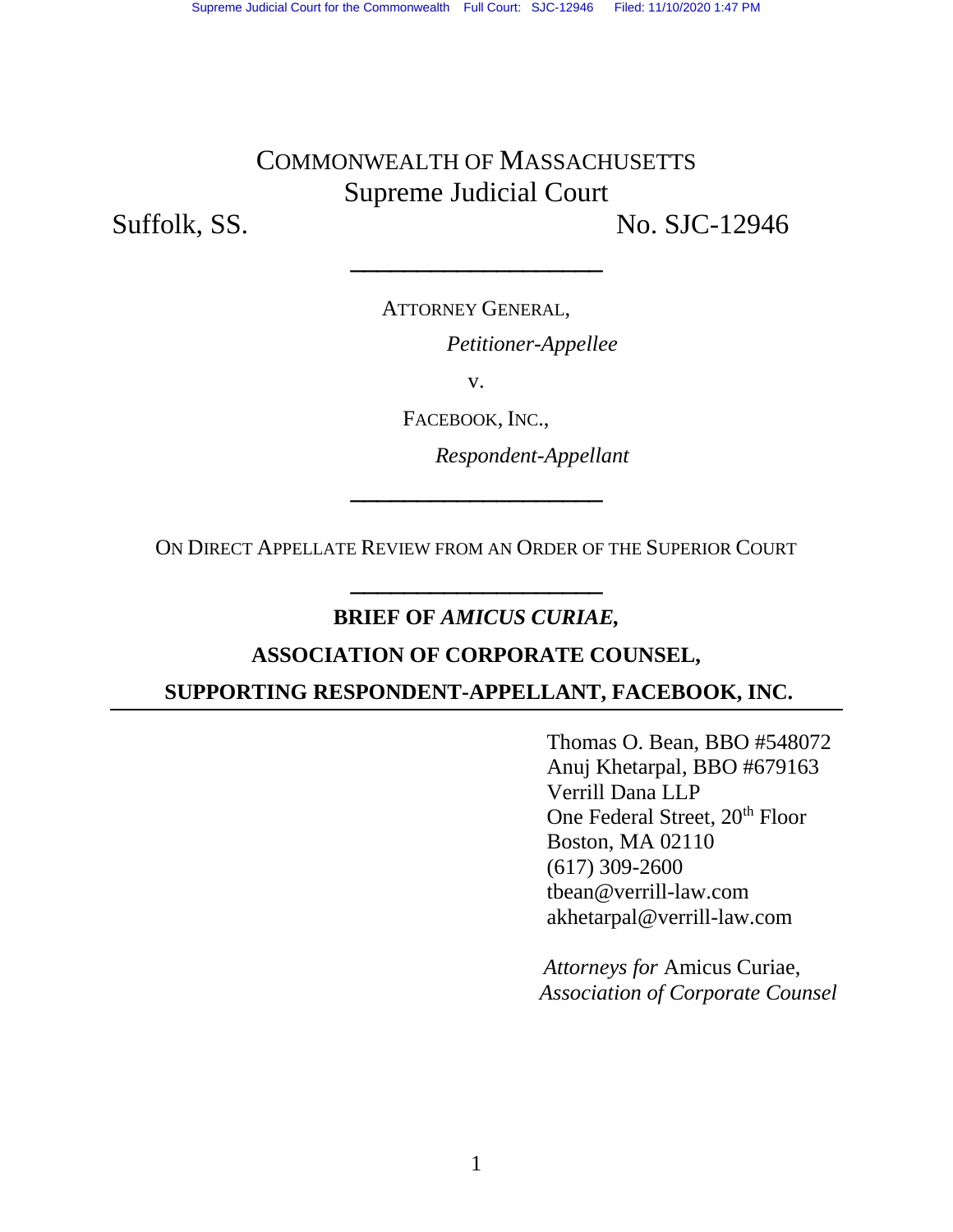COMMONWEALTH OF MASSACHUSETTS
Supreme Judicial Court

Suffolk, SS. No. SJC-12946

---

ATTORNEY GENERAL,

*Petitioner-Appellee*

v.

FACEBOOK, INC.,

*Respondent-Appellant*

---

ON DIRECT APPELLATE REVIEW FROM AN ORDER OF THE SUPERIOR COURT

---

**BRIEF OF *AMICUS CURIAE*,**

**ASSOCIATION OF CORPORATE COUNSEL,**

**SUPPORTING RESPONDENT-APPELLANT, FACEBOOK, INC.**

---

Thomas O. Bean, BBO #548072
Anuj Khetarpal, BBO #679163
Verrill Dana LLP
One Federal Street, 20th Floor
Boston, MA 02110
(617) 309-2600
tbean@verrill-law.com
akhetarpal@verrill-law.com

*Attorneys for* Amicus Curiae,
*Association of Corporate Counsel*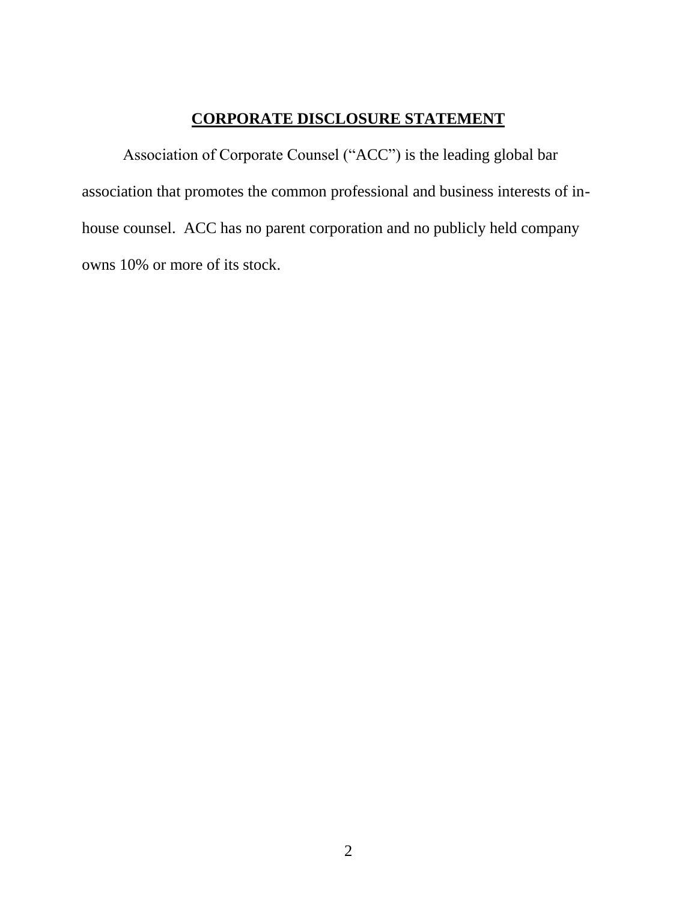## **CORPORATE DISCLOSURE STATEMENT**

Association of Corporate Counsel ("ACC") is the leading global bar association that promotes the common professional and business interests of in-house counsel. ACC has no parent corporation and no publicly held company owns 10% or more of its stock.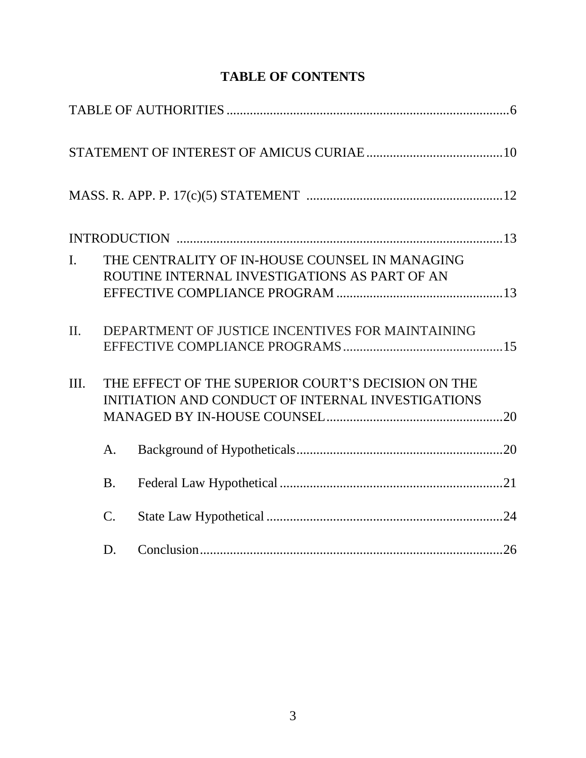# TABLE OF CONTENTS

TABLE OF AUTHORITIES ....................................................................................6

STATEMENT OF INTEREST OF AMICUS CURIAE .........................................10

MASS. R. APP. P. 17(c)(5) STATEMENT ...........................................................12

INTRODUCTION .................................................................................................13

I. THE CENTRALITY OF IN-HOUSE COUNSEL IN MANAGING ROUTINE INTERNAL INVESTIGATIONS AS PART OF AN EFFECTIVE COMPLIANCE PROGRAM ..................................................13

II. DEPARTMENT OF JUSTICE INCENTIVES FOR MAINTAINING EFFECTIVE COMPLIANCE PROGRAMS ................................................15

III. THE EFFECT OF THE SUPERIOR COURT'S DECISION ON THE INITIATION AND CONDUCT OF INTERNAL INVESTIGATIONS MANAGED BY IN-HOUSE COUNSEL.....................................................20

    A. Background of Hypotheticals..............................................................20

    B. Federal Law Hypothetical ...................................................................21

    C. State Law Hypothetical .......................................................................24

    D. Conclusion...........................................................................................26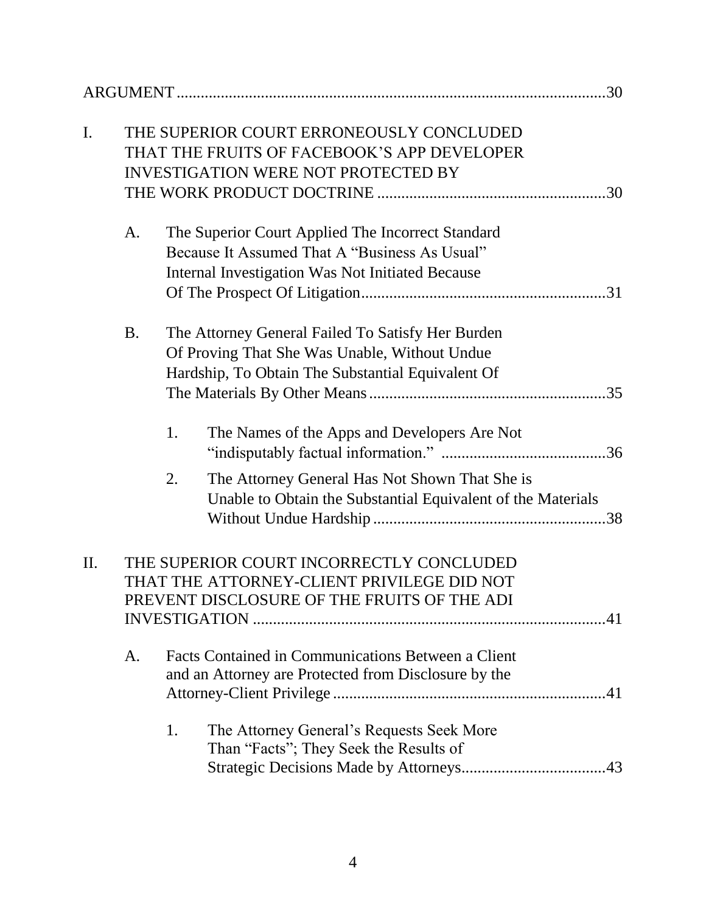ARGUMENT .......... 30

I. THE SUPERIOR COURT ERRONEOUSLY CONCLUDED THAT THE FRUITS OF FACEBOOK'S APP DEVELOPER INVESTIGATION WERE NOT PROTECTED BY THE WORK PRODUCT DOCTRINE .......... 30

A. The Superior Court Applied The Incorrect Standard Because It Assumed That A "Business As Usual" Internal Investigation Was Not Initiated Because Of The Prospect Of Litigation .......... 31

B. The Attorney General Failed To Satisfy Her Burden Of Proving That She Was Unable, Without Undue Hardship, To Obtain The Substantial Equivalent Of The Materials By Other Means .......... 35

1. The Names of the Apps and Developers Are Not "indisputably factual information." .......... 36

2. The Attorney General Has Not Shown That She is Unable to Obtain the Substantial Equivalent of the Materials Without Undue Hardship .......... 38

II. THE SUPERIOR COURT INCORRECTLY CONCLUDED THAT THE ATTORNEY-CLIENT PRIVILEGE DID NOT PREVENT DISCLOSURE OF THE FRUITS OF THE ADI INVESTIGATION .......... 41

A. Facts Contained in Communications Between a Client and an Attorney are Protected from Disclosure by the Attorney-Client Privilege .......... 41

1. The Attorney General's Requests Seek More Than "Facts"; They Seek the Results of Strategic Decisions Made by Attorneys .......... 43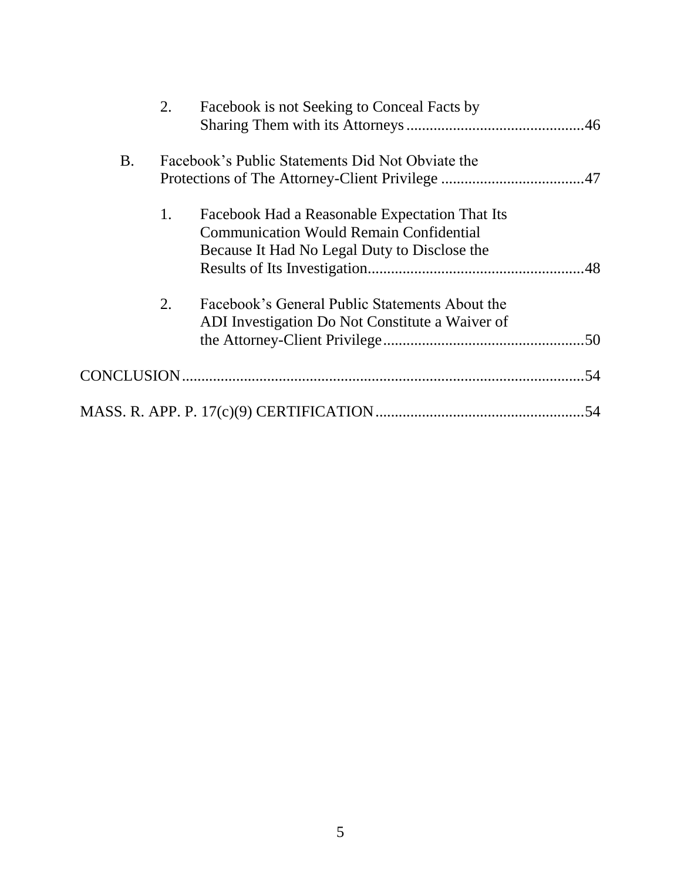2. Facebook is not Seeking to Conceal Facts by Sharing Them with its Attorneys .............................................46

B. Facebook's Public Statements Did Not Obviate the Protections of The Attorney-Client Privilege .....................................47

1. Facebook Had a Reasonable Expectation That Its Communication Would Remain Confidential Because It Had No Legal Duty to Disclose the Results of Its Investigation........................................................48

2. Facebook's General Public Statements About the ADI Investigation Do Not Constitute a Waiver of the Attorney-Client Privilege....................................................50

CONCLUSION........................................................................................................54

MASS. R. APP. P. 17(c)(9) CERTIFICATION......................................................54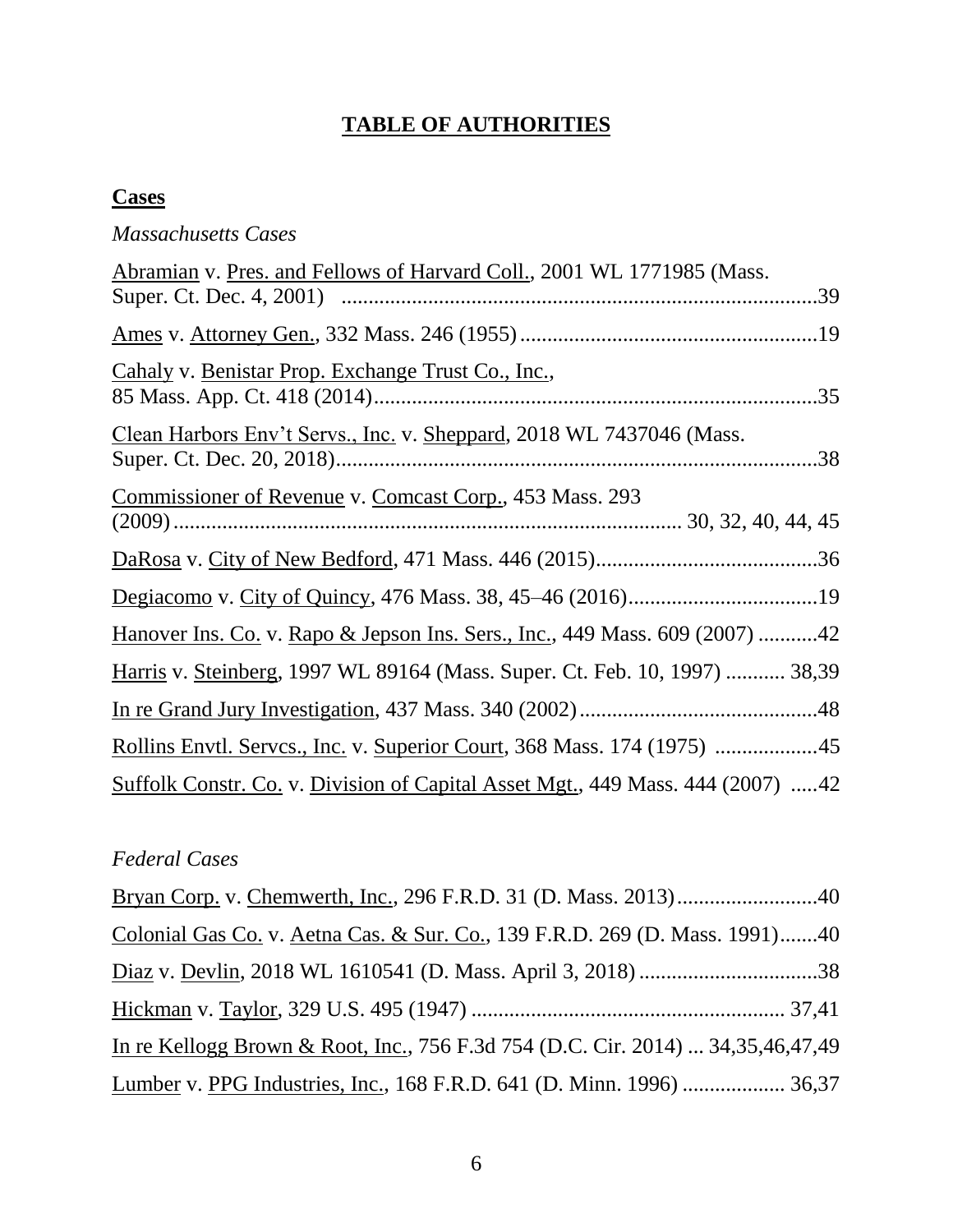# TABLE OF AUTHORITIES

## Cases

*Massachusetts Cases*

Abramian v. Pres. and Fellows of Harvard Coll., 2001 WL 1771985 (Mass. Super. Ct. Dec. 4, 2001) ....................39

Ames v. Attorney Gen., 332 Mass. 246 (1955) ....................19

Cahaly v. Benistar Prop. Exchange Trust Co., Inc., 85 Mass. App. Ct. 418 (2014) ....................35

Clean Harbors Env't Servs., Inc. v. Sheppard, 2018 WL 7437046 (Mass. Super. Ct. Dec. 20, 2018) ....................38

Commissioner of Revenue v. Comcast Corp., 453 Mass. 293 (2009) .................... 30, 32, 40, 44, 45

DaRosa v. City of New Bedford, 471 Mass. 446 (2015) ....................36

Degiacomo v. City of Quincy, 476 Mass. 38, 45–46 (2016) ....................19

Hanover Ins. Co. v. Rapo & Jepson Ins. Sers., Inc., 449 Mass. 609 (2007) ....................42

Harris v. Steinberg, 1997 WL 89164 (Mass. Super. Ct. Feb. 10, 1997) .................... 38,39

In re Grand Jury Investigation, 437 Mass. 340 (2002) ....................48

Rollins Envtl. Servcs., Inc. v. Superior Court, 368 Mass. 174 (1975) ....................45

Suffolk Constr. Co. v. Division of Capital Asset Mgt., 449 Mass. 444 (2007) ....................42

*Federal Cases*

Bryan Corp. v. Chemwerth, Inc., 296 F.R.D. 31 (D. Mass. 2013) ....................40

Colonial Gas Co. v. Aetna Cas. & Sur. Co., 139 F.R.D. 269 (D. Mass. 1991) ....................40

Diaz v. Devlin, 2018 WL 1610541 (D. Mass. April 3, 2018) ....................38

Hickman v. Taylor, 329 U.S. 495 (1947) .................... 37,41

In re Kellogg Brown & Root, Inc., 756 F.3d 754 (D.C. Cir. 2014) ... 34,35,46,47,49

Lumber v. PPG Industries, Inc., 168 F.R.D. 641 (D. Minn. 1996) .................... 36,37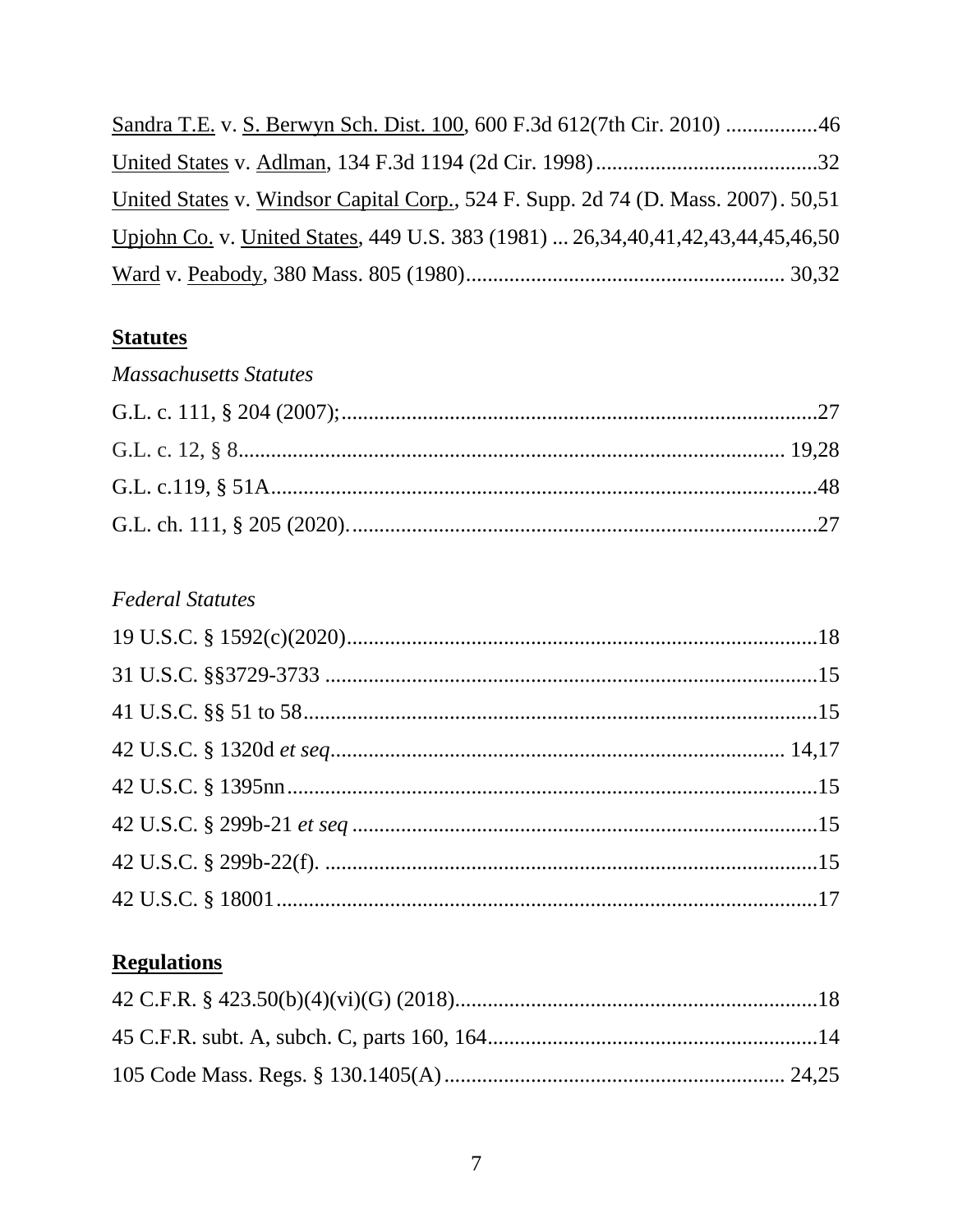Sandra T.E. v. S. Berwyn Sch. Dist. 100, 600 F.3d 612(7th Cir. 2010) ................46

United States v. Adlman, 134 F.3d 1194 (2d Cir. 1998).........................................32

United States v. Windsor Capital Corp., 524 F. Supp. 2d 74 (D. Mass. 2007). 50,51

Upjohn Co. v. United States, 449 U.S. 383 (1981) ... 26,34,40,41,42,43,44,45,46,50

Ward v. Peabody, 380 Mass. 805 (1980)........................................................... 30,32

**Statutes**

*Massachusetts Statutes*

G.L. c. 111, § 204 (2007);.......................................................................................27

G.L. c. 12, § 8.................................................................................................... 19,28

G.L. c.119, § 51A....................................................................................................48

G.L. ch. 111, § 205 (2020)......................................................................................27

*Federal Statutes*

19 U.S.C. § 1592(c)(2020)......................................................................................18

31 U.S.C. §§3729-3733 ..........................................................................................15

41 U.S.C. §§ 51 to 58..............................................................................................15

42 U.S.C. § 1320d *et seq*.................................................................................... 14,17

42 U.S.C. § 1395nn..................................................................................................15

42 U.S.C. § 299b-21 *et seq* .....................................................................................15

42 U.S.C. § 299b-22(f). ..........................................................................................15

42 U.S.C. § 18001...................................................................................................17

**Regulations**

42 C.F.R. § 423.50(b)(4)(vi)(G) (2018)..................................................................18

45 C.F.R. subt. A, subch. C, parts 160, 164.............................................................14

105 Code Mass. Regs. § 130.1405(A).............................................................. 24,25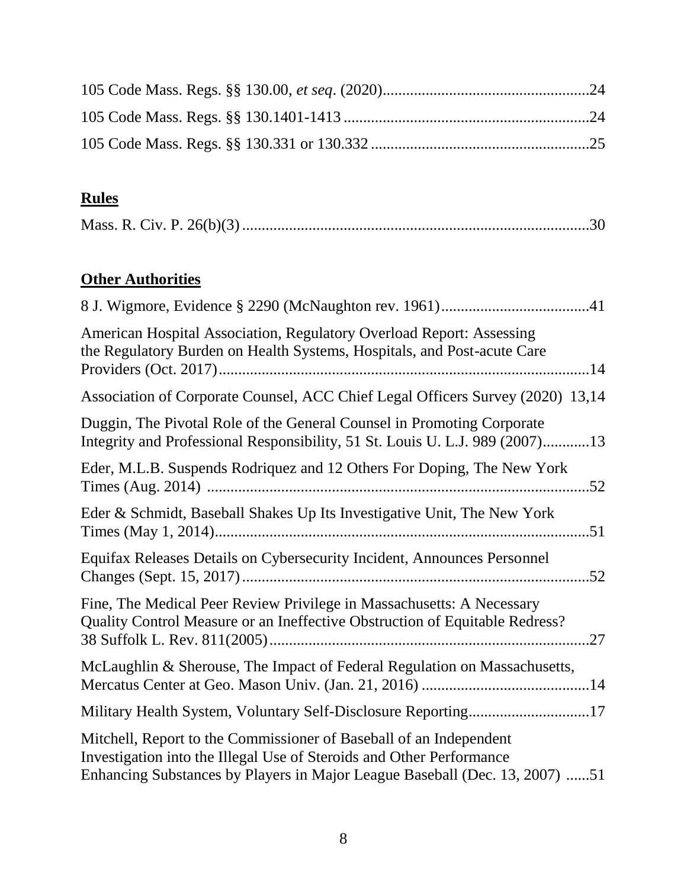105 Code Mass. Regs. §§ 130.00, *et seq*. (2020).....................................................24

105 Code Mass. Regs. §§ 130.1401-1413 ...............................................................24

105 Code Mass. Regs. §§ 130.331 or 130.332 ........................................................25

## **Rules**

Mass. R. Civ. P. 26(b)(3) .........................................................................................30

## **Other Authorities**

8 J. Wigmore, Evidence § 2290 (McNaughton rev. 1961).......................................41

American Hospital Association, Regulatory Overload Report: Assessing the Regulatory Burden on Health Systems, Hospitals, and Post-acute Care Providers (Oct. 2017)...............................................................................................14

Association of Corporate Counsel, ACC Chief Legal Officers Survey (2020) 13,14

Duggin, The Pivotal Role of the General Counsel in Promoting Corporate Integrity and Professional Responsibility, 51 St. Louis U. L.J. 989 (2007)............13

Eder, M.L.B. Suspends Rodriquez and 12 Others For Doping, The New York Times (Aug. 2014) .................................................................................................52

Eder & Schmidt, Baseball Shakes Up Its Investigative Unit, The New York Times (May 1, 2014)................................................................................................51

Equifax Releases Details on Cybersecurity Incident, Announces Personnel Changes (Sept. 15, 2017).........................................................................................52

Fine, The Medical Peer Review Privilege in Massachusetts: A Necessary Quality Control Measure or an Ineffective Obstruction of Equitable Redress? 38 Suffolk L. Rev. 811(2005)..................................................................................27

McLaughlin & Sherouse, The Impact of Federal Regulation on Massachusetts, Mercatus Center at Geo. Mason Univ. (Jan. 21, 2016) ...........................................14

Military Health System, Voluntary Self-Disclosure Reporting...............................17

Mitchell, Report to the Commissioner of Baseball of an Independent Investigation into the Illegal Use of Steroids and Other Performance Enhancing Substances by Players in Major League Baseball (Dec. 13, 2007) ......51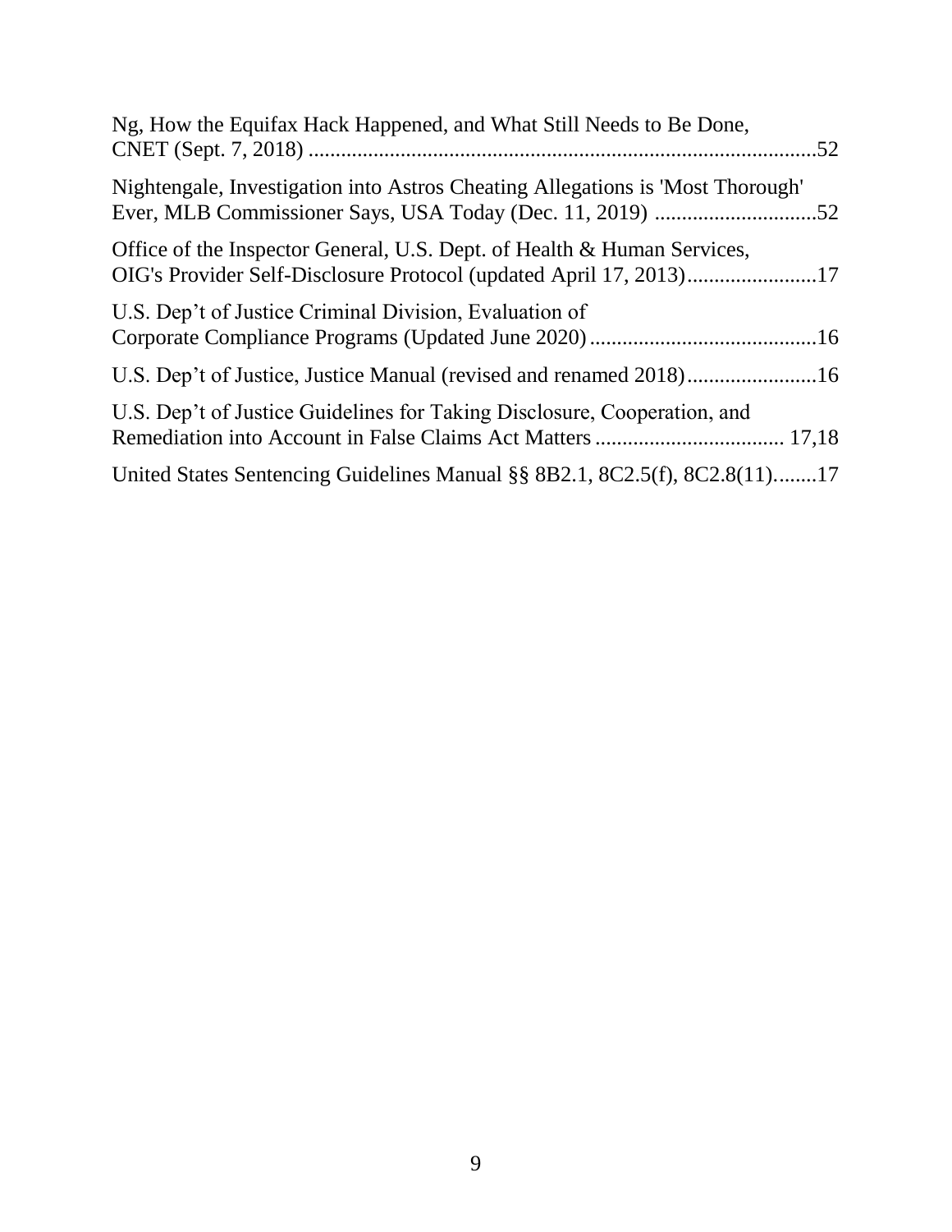Ng, How the Equifax Hack Happened, and What Still Needs to Be Done, CNET (Sept. 7, 2018) ............................................................................................52

Nightengale, Investigation into Astros Cheating Allegations is 'Most Thorough' Ever, MLB Commissioner Says, USA Today (Dec. 11, 2019) ..............................52

Office of the Inspector General, U.S. Dept. of Health & Human Services, OIG's Provider Self-Disclosure Protocol (updated April 17, 2013)........................17

U.S. Dep't of Justice Criminal Division, Evaluation of Corporate Compliance Programs (Updated June 2020)..........................................16

U.S. Dep't of Justice, Justice Manual (revised and renamed 2018)........................16

U.S. Dep't of Justice Guidelines for Taking Disclosure, Cooperation, and Remediation into Account in False Claims Act Matters .................................. 17,18

United States Sentencing Guidelines Manual §§ 8B2.1, 8C2.5(f), 8C2.8(11)........17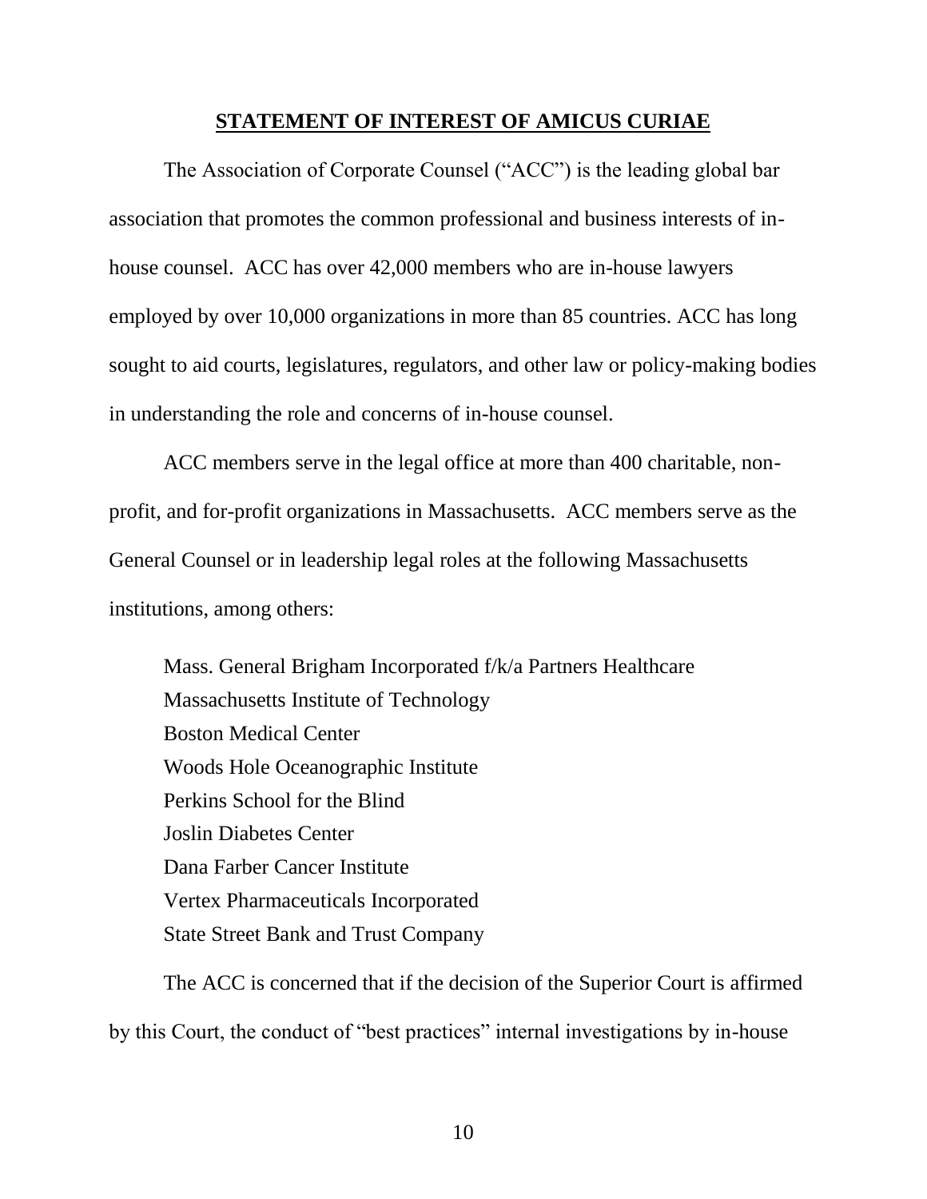## STATEMENT OF INTEREST OF AMICUS CURIAE

The Association of Corporate Counsel ("ACC") is the leading global bar association that promotes the common professional and business interests of in-house counsel. ACC has over 42,000 members who are in-house lawyers employed by over 10,000 organizations in more than 85 countries. ACC has long sought to aid courts, legislatures, regulators, and other law or policy-making bodies in understanding the role and concerns of in-house counsel.

ACC members serve in the legal office at more than 400 charitable, non-profit, and for-profit organizations in Massachusetts. ACC members serve as the General Counsel or in leadership legal roles at the following Massachusetts institutions, among others:

Mass. General Brigham Incorporated f/k/a Partners Healthcare
Massachusetts Institute of Technology
Boston Medical Center
Woods Hole Oceanographic Institute
Perkins School for the Blind
Joslin Diabetes Center
Dana Farber Cancer Institute
Vertex Pharmaceuticals Incorporated
State Street Bank and Trust Company

The ACC is concerned that if the decision of the Superior Court is affirmed by this Court, the conduct of "best practices" internal investigations by in-house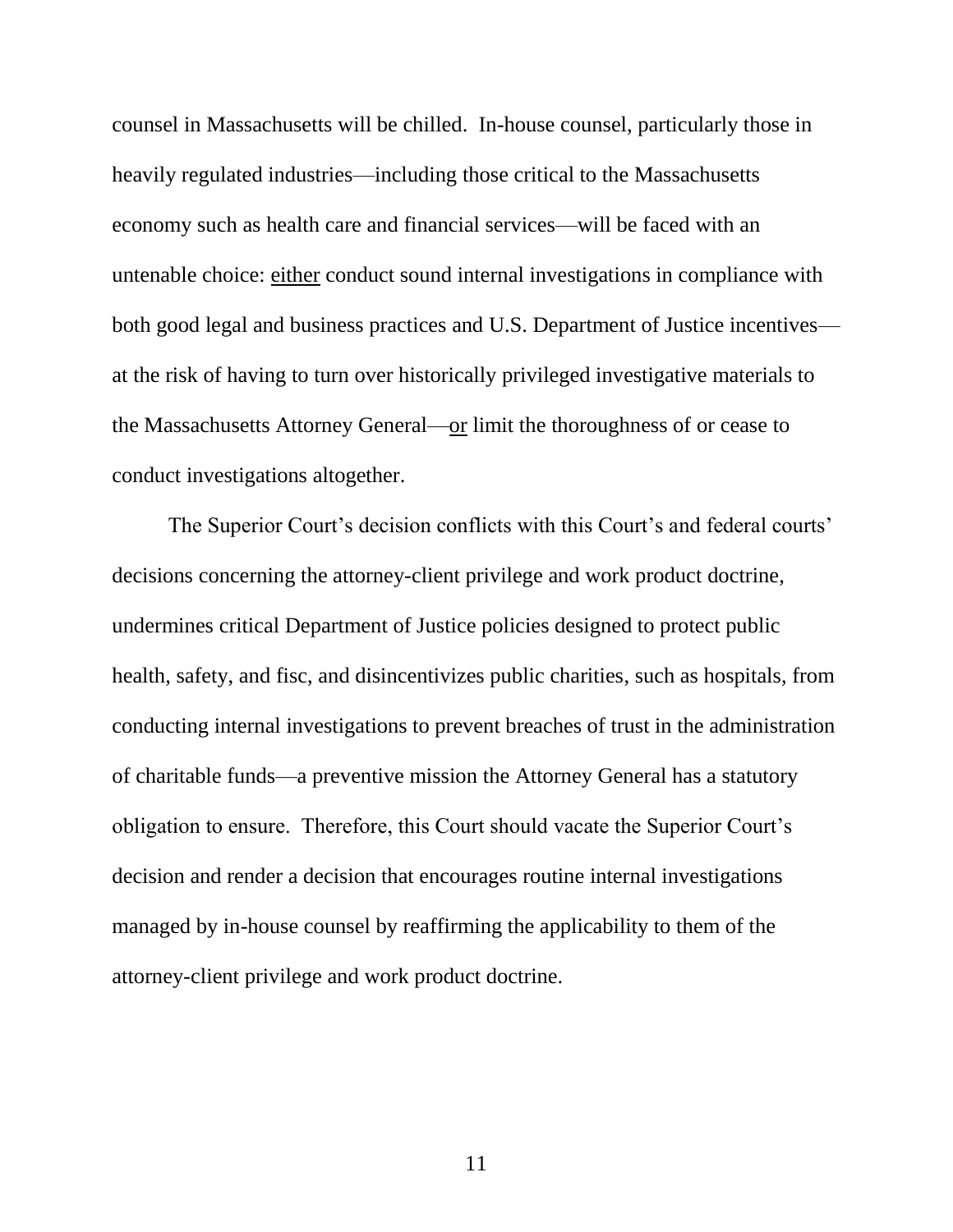counsel in Massachusetts will be chilled. In-house counsel, particularly those in heavily regulated industries—including those critical to the Massachusetts economy such as health care and financial services—will be faced with an untenable choice: <u>either</u> conduct sound internal investigations in compliance with both good legal and business practices and U.S. Department of Justice incentives—at the risk of having to turn over historically privileged investigative materials to the Massachusetts Attorney General—<u>or</u> limit the thoroughness of or cease to conduct investigations altogether.

The Superior Court's decision conflicts with this Court's and federal courts' decisions concerning the attorney-client privilege and work product doctrine, undermines critical Department of Justice policies designed to protect public health, safety, and fisc, and disincentivizes public charities, such as hospitals, from conducting internal investigations to prevent breaches of trust in the administration of charitable funds—a preventive mission the Attorney General has a statutory obligation to ensure. Therefore, this Court should vacate the Superior Court's decision and render a decision that encourages routine internal investigations managed by in-house counsel by reaffirming the applicability to them of the attorney-client privilege and work product doctrine.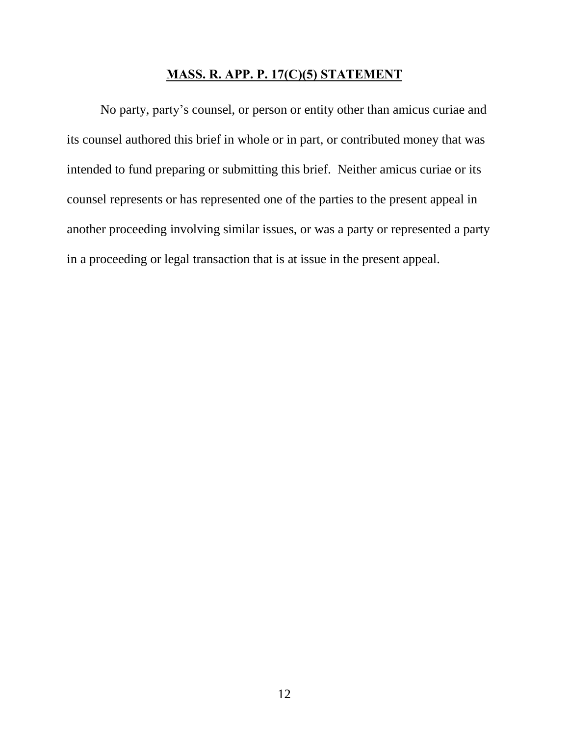## **MASS. R. APP. P. 17(C)(5) STATEMENT**

No party, party's counsel, or person or entity other than amicus curiae and its counsel authored this brief in whole or in part, or contributed money that was intended to fund preparing or submitting this brief. Neither amicus curiae or its counsel represents or has represented one of the parties to the present appeal in another proceeding involving similar issues, or was a party or represented a party in a proceeding or legal transaction that is at issue in the present appeal.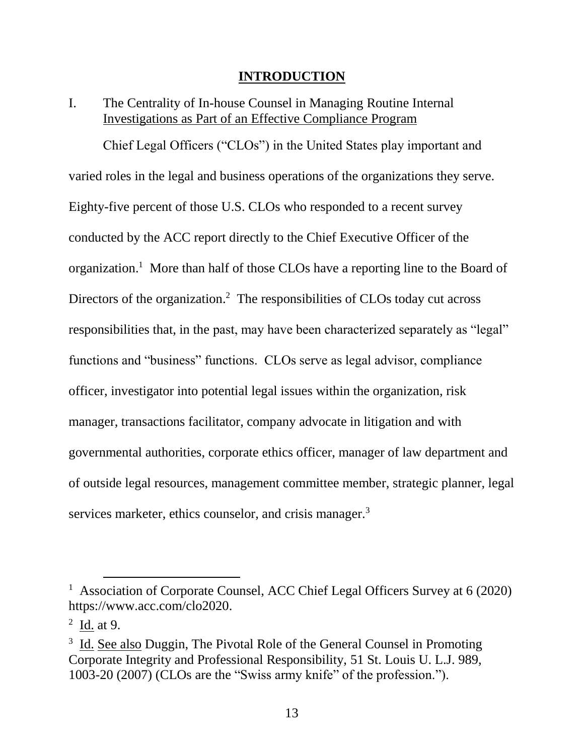## INTRODUCTION

### I. The Centrality of In-house Counsel in Managing Routine Internal Investigations as Part of an Effective Compliance Program

Chief Legal Officers ("CLOs") in the United States play important and varied roles in the legal and business operations of the organizations they serve. Eighty-five percent of those U.S. CLOs who responded to a recent survey conducted by the ACC report directly to the Chief Executive Officer of the organization.[1] More than half of those CLOs have a reporting line to the Board of Directors of the organization.[2] The responsibilities of CLOs today cut across responsibilities that, in the past, may have been characterized separately as "legal" functions and "business" functions. CLOs serve as legal advisor, compliance officer, investigator into potential legal issues within the organization, risk manager, transactions facilitator, company advocate in litigation and with governmental authorities, corporate ethics officer, manager of law department and of outside legal resources, management committee member, strategic planner, legal services marketer, ethics counselor, and crisis manager.[3]

---

[1] Association of Corporate Counsel, ACC Chief Legal Officers Survey at 6 (2020) https://www.acc.com/clo2020.

[2] Id. at 9.

[3] Id. See also Duggin, The Pivotal Role of the General Counsel in Promoting Corporate Integrity and Professional Responsibility, 51 St. Louis U. L.J. 989, 1003-20 (2007) (CLOs are the "Swiss army knife" of the profession.").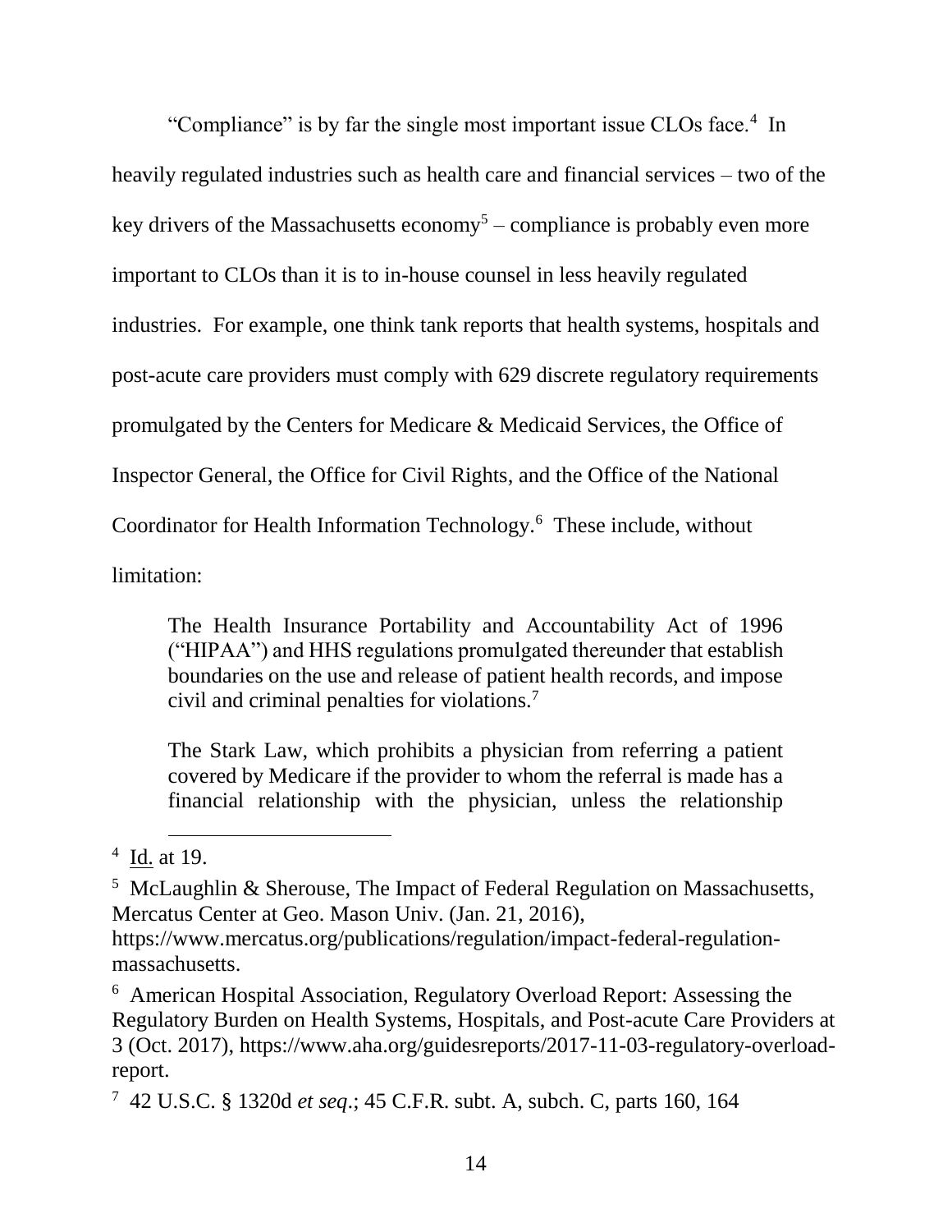"Compliance" is by far the single most important issue CLOs face.[4] In heavily regulated industries such as health care and financial services – two of the key drivers of the Massachusetts economy[5] – compliance is probably even more important to CLOs than it is to in-house counsel in less heavily regulated industries. For example, one think tank reports that health systems, hospitals and post-acute care providers must comply with 629 discrete regulatory requirements promulgated by the Centers for Medicare & Medicaid Services, the Office of Inspector General, the Office for Civil Rights, and the Office of the National Coordinator for Health Information Technology.[6] These include, without limitation:

> The Health Insurance Portability and Accountability Act of 1996 ("HIPAA") and HHS regulations promulgated thereunder that establish boundaries on the use and release of patient health records, and impose civil and criminal penalties for violations.[7]
>
> The Stark Law, which prohibits a physician from referring a patient covered by Medicare if the provider to whom the referral is made has a financial relationship with the physician, unless the relationship

---

[4] Id. at 19.

[5] McLaughlin & Sherouse, The Impact of Federal Regulation on Massachusetts, Mercatus Center at Geo. Mason Univ. (Jan. 21, 2016), https://www.mercatus.org/publications/regulation/impact-federal-regulation-massachusetts.

[6] American Hospital Association, Regulatory Overload Report: Assessing the Regulatory Burden on Health Systems, Hospitals, and Post-acute Care Providers at 3 (Oct. 2017), https://www.aha.org/guidesreports/2017-11-03-regulatory-overload-report.

[7] 42 U.S.C. § 1320d *et seq*.; 45 C.F.R. subt. A, subch. C, parts 160, 164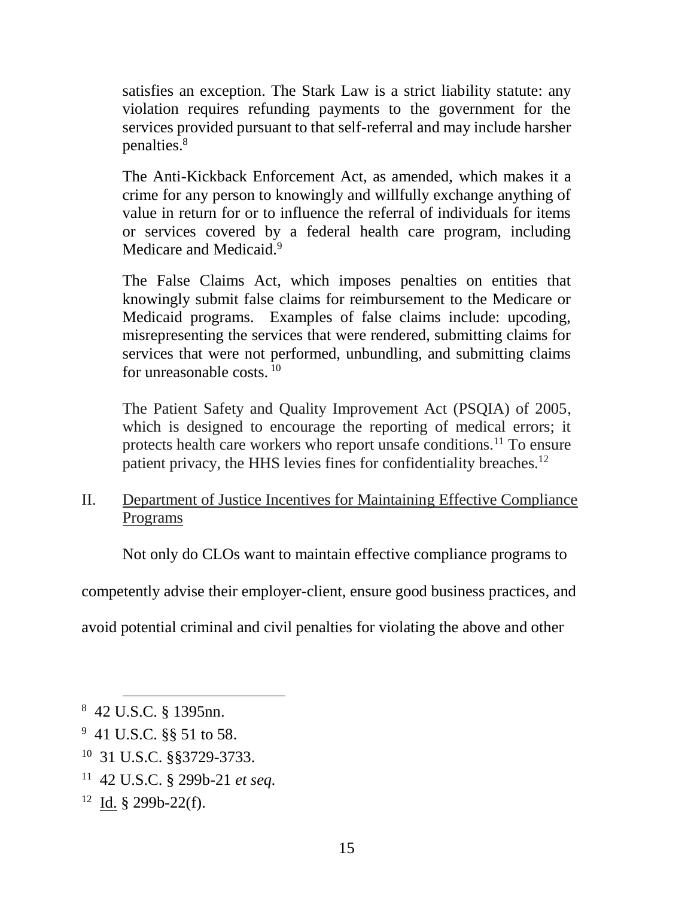satisfies an exception. The Stark Law is a strict liability statute: any violation requires refunding payments to the government for the services provided pursuant to that self-referral and may include harsher penalties.[8]

The Anti-Kickback Enforcement Act, as amended, which makes it a crime for any person to knowingly and willfully exchange anything of value in return for or to influence the referral of individuals for items or services covered by a federal health care program, including Medicare and Medicaid.[9]

The False Claims Act, which imposes penalties on entities that knowingly submit false claims for reimbursement to the Medicare or Medicaid programs. Examples of false claims include: upcoding, misrepresenting the services that were rendered, submitting claims for services that were not performed, unbundling, and submitting claims for unreasonable costs.[10]

The Patient Safety and Quality Improvement Act (PSQIA) of 2005, which is designed to encourage the reporting of medical errors; it protects health care workers who report unsafe conditions.[11] To ensure patient privacy, the HHS levies fines for confidentiality breaches.[12]

## II. Department of Justice Incentives for Maintaining Effective Compliance Programs

Not only do CLOs want to maintain effective compliance programs to competently advise their employer-client, ensure good business practices, and avoid potential criminal and civil penalties for violating the above and other

---

[8] 42 U.S.C. § 1395nn.

[9] 41 U.S.C. §§ 51 to 58.

[10] 31 U.S.C. §§3729-3733.

[11] 42 U.S.C. § 299b-21 *et seq.*

[12] Id. § 299b-22(f).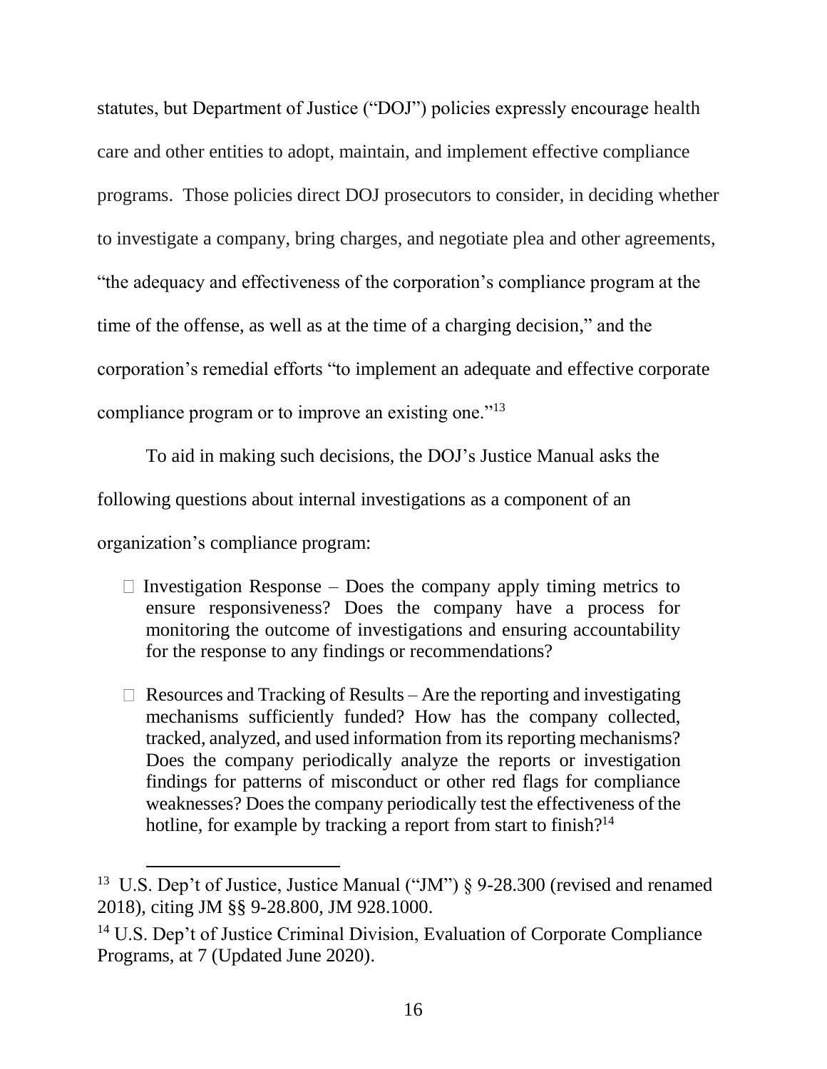statutes, but Department of Justice ("DOJ") policies expressly encourage health care and other entities to adopt, maintain, and implement effective compliance programs. Those policies direct DOJ prosecutors to consider, in deciding whether to investigate a company, bring charges, and negotiate plea and other agreements, "the adequacy and effectiveness of the corporation's compliance program at the time of the offense, as well as at the time of a charging decision," and the corporation's remedial efforts "to implement an adequate and effective corporate compliance program or to improve an existing one."[13]

To aid in making such decisions, the DOJ's Justice Manual asks the following questions about internal investigations as a component of an organization's compliance program:

- Investigation Response – Does the company apply timing metrics to ensure responsiveness? Does the company have a process for monitoring the outcome of investigations and ensuring accountability for the response to any findings or recommendations?

- Resources and Tracking of Results – Are the reporting and investigating mechanisms sufficiently funded? How has the company collected, tracked, analyzed, and used information from its reporting mechanisms? Does the company periodically analyze the reports or investigation findings for patterns of misconduct or other red flags for compliance weaknesses? Does the company periodically test the effectiveness of the hotline, for example by tracking a report from start to finish?[14]

---

[13] U.S. Dep't of Justice, Justice Manual ("JM") § 9-28.300 (revised and renamed 2018), citing JM §§ 9-28.800, JM 928.1000.

[14] U.S. Dep't of Justice Criminal Division, Evaluation of Corporate Compliance Programs, at 7 (Updated June 2020).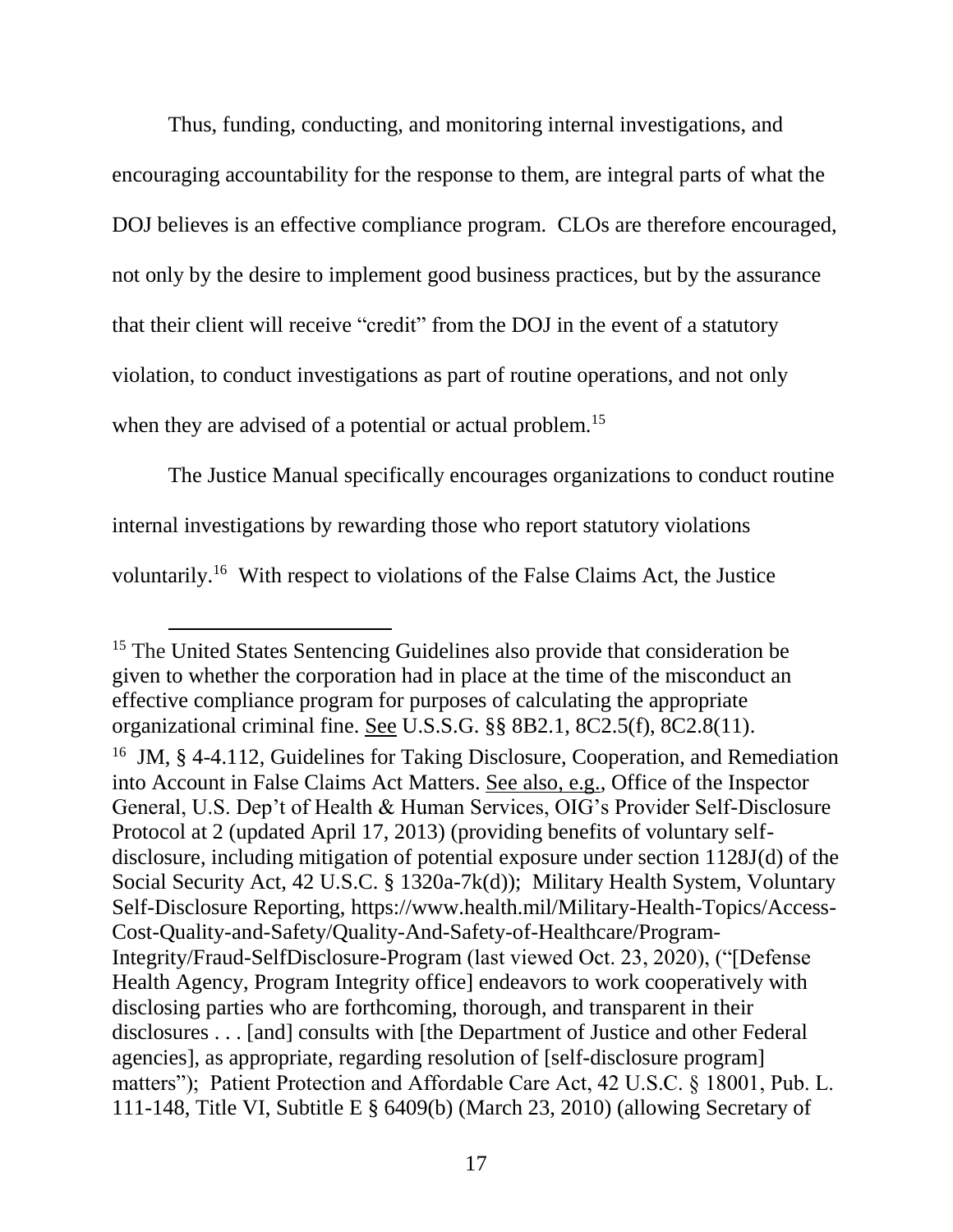Thus, funding, conducting, and monitoring internal investigations, and encouraging accountability for the response to them, are integral parts of what the DOJ believes is an effective compliance program. CLOs are therefore encouraged, not only by the desire to implement good business practices, but by the assurance that their client will receive "credit" from the DOJ in the event of a statutory violation, to conduct investigations as part of routine operations, and not only when they are advised of a potential or actual problem.[15]

The Justice Manual specifically encourages organizations to conduct routine internal investigations by rewarding those who report statutory violations voluntarily.[16] With respect to violations of the False Claims Act, the Justice

---

[15] The United States Sentencing Guidelines also provide that consideration be given to whether the corporation had in place at the time of the misconduct an effective compliance program for purposes of calculating the appropriate organizational criminal fine. See U.S.S.G. §§ 8B2.1, 8C2.5(f), 8C2.8(11).

[16] JM, § 4-4.112, Guidelines for Taking Disclosure, Cooperation, and Remediation into Account in False Claims Act Matters. See also, e.g., Office of the Inspector General, U.S. Dep't of Health & Human Services, OIG's Provider Self-Disclosure Protocol at 2 (updated April 17, 2013) (providing benefits of voluntary self-disclosure, including mitigation of potential exposure under section 1128J(d) of the Social Security Act, 42 U.S.C. § 1320a-7k(d)); Military Health System, Voluntary Self-Disclosure Reporting, https://www.health.mil/Military-Health-Topics/Access-Cost-Quality-and-Safety/Quality-And-Safety-of-Healthcare/Program-Integrity/Fraud-SelfDisclosure-Program (last viewed Oct. 23, 2020), ("[Defense Health Agency, Program Integrity office] endeavors to work cooperatively with disclosing parties who are forthcoming, thorough, and transparent in their disclosures . . . [and] consults with [the Department of Justice and other Federal agencies], as appropriate, regarding resolution of [self-disclosure program] matters"); Patient Protection and Affordable Care Act, 42 U.S.C. § 18001, Pub. L. 111-148, Title VI, Subtitle E § 6409(b) (March 23, 2010) (allowing Secretary of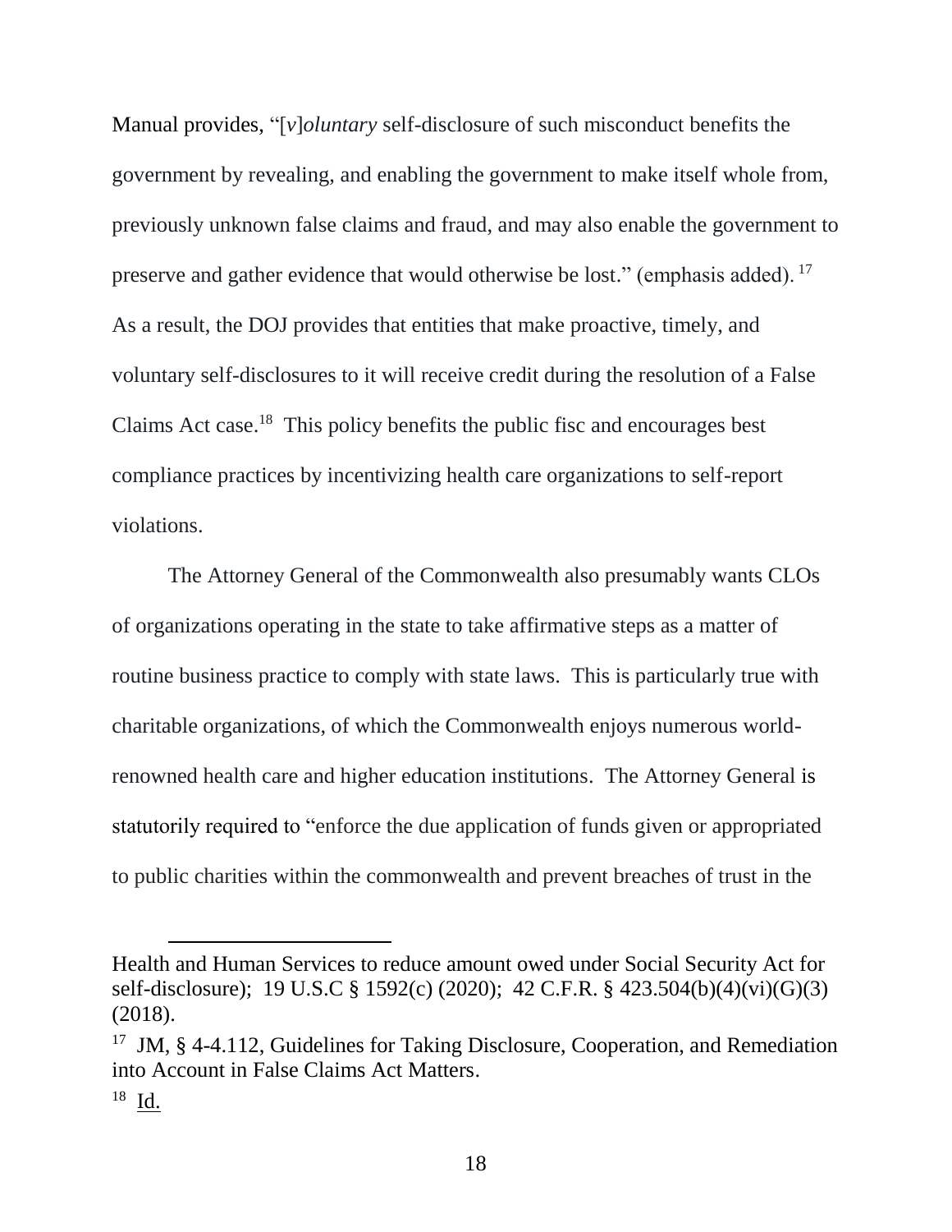Manual provides, "[*v*]*oluntary* self-disclosure of such misconduct benefits the government by revealing, and enabling the government to make itself whole from, previously unknown false claims and fraud, and may also enable the government to preserve and gather evidence that would otherwise be lost." (emphasis added).[17] As a result, the DOJ provides that entities that make proactive, timely, and voluntary self-disclosures to it will receive credit during the resolution of a False Claims Act case.[18] This policy benefits the public fisc and encourages best compliance practices by incentivizing health care organizations to self-report violations.

The Attorney General of the Commonwealth also presumably wants CLOs of organizations operating in the state to take affirmative steps as a matter of routine business practice to comply with state laws. This is particularly true with charitable organizations, of which the Commonwealth enjoys numerous world-renowned health care and higher education institutions. The Attorney General is statutorily required to "enforce the due application of funds given or appropriated to public charities within the commonwealth and prevent breaches of trust in the

---

Health and Human Services to reduce amount owed under Social Security Act for self-disclosure); 19 U.S.C § 1592(c) (2020); 42 C.F.R. § 423.504(b)(4)(vi)(G)(3) (2018).

[17] JM, § 4-4.112, Guidelines for Taking Disclosure, Cooperation, and Remediation into Account in False Claims Act Matters.

[18] Id.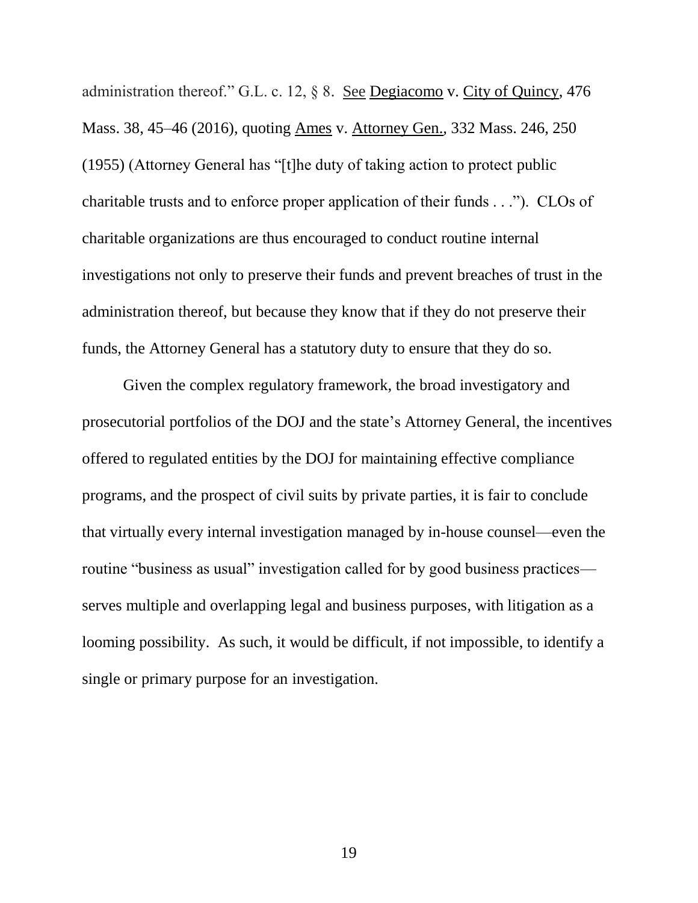administration thereof." G.L. c. 12, § 8. See Degiacomo v. City of Quincy, 476 Mass. 38, 45–46 (2016), quoting Ames v. Attorney Gen., 332 Mass. 246, 250 (1955) (Attorney General has "[t]he duty of taking action to protect public charitable trusts and to enforce proper application of their funds . . ."). CLOs of charitable organizations are thus encouraged to conduct routine internal investigations not only to preserve their funds and prevent breaches of trust in the administration thereof, but because they know that if they do not preserve their funds, the Attorney General has a statutory duty to ensure that they do so.

Given the complex regulatory framework, the broad investigatory and prosecutorial portfolios of the DOJ and the state's Attorney General, the incentives offered to regulated entities by the DOJ for maintaining effective compliance programs, and the prospect of civil suits by private parties, it is fair to conclude that virtually every internal investigation managed by in-house counsel—even the routine "business as usual" investigation called for by good business practices—serves multiple and overlapping legal and business purposes, with litigation as a looming possibility. As such, it would be difficult, if not impossible, to identify a single or primary purpose for an investigation.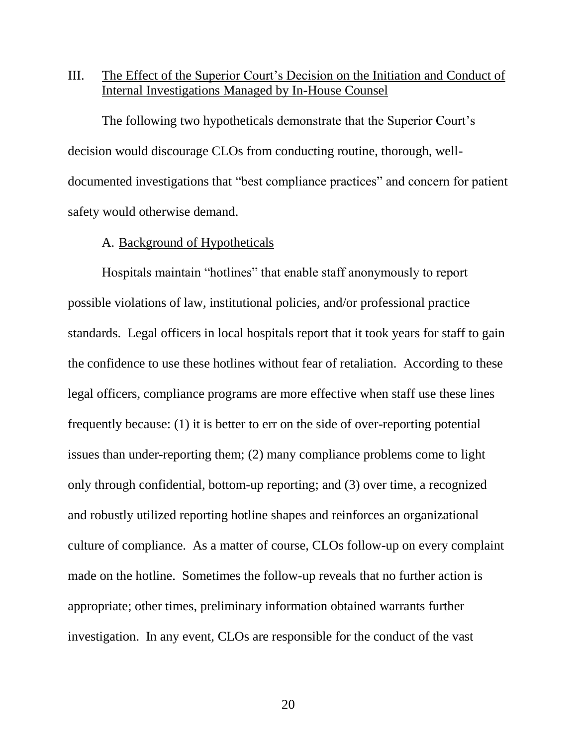## III. The Effect of the Superior Court's Decision on the Initiation and Conduct of Internal Investigations Managed by In-House Counsel

The following two hypotheticals demonstrate that the Superior Court's decision would discourage CLOs from conducting routine, thorough, well-documented investigations that "best compliance practices" and concern for patient safety would otherwise demand.

### A. Background of Hypotheticals

Hospitals maintain "hotlines" that enable staff anonymously to report possible violations of law, institutional policies, and/or professional practice standards. Legal officers in local hospitals report that it took years for staff to gain the confidence to use these hotlines without fear of retaliation. According to these legal officers, compliance programs are more effective when staff use these lines frequently because: (1) it is better to err on the side of over-reporting potential issues than under-reporting them; (2) many compliance problems come to light only through confidential, bottom-up reporting; and (3) over time, a recognized and robustly utilized reporting hotline shapes and reinforces an organizational culture of compliance. As a matter of course, CLOs follow-up on every complaint made on the hotline. Sometimes the follow-up reveals that no further action is appropriate; other times, preliminary information obtained warrants further investigation. In any event, CLOs are responsible for the conduct of the vast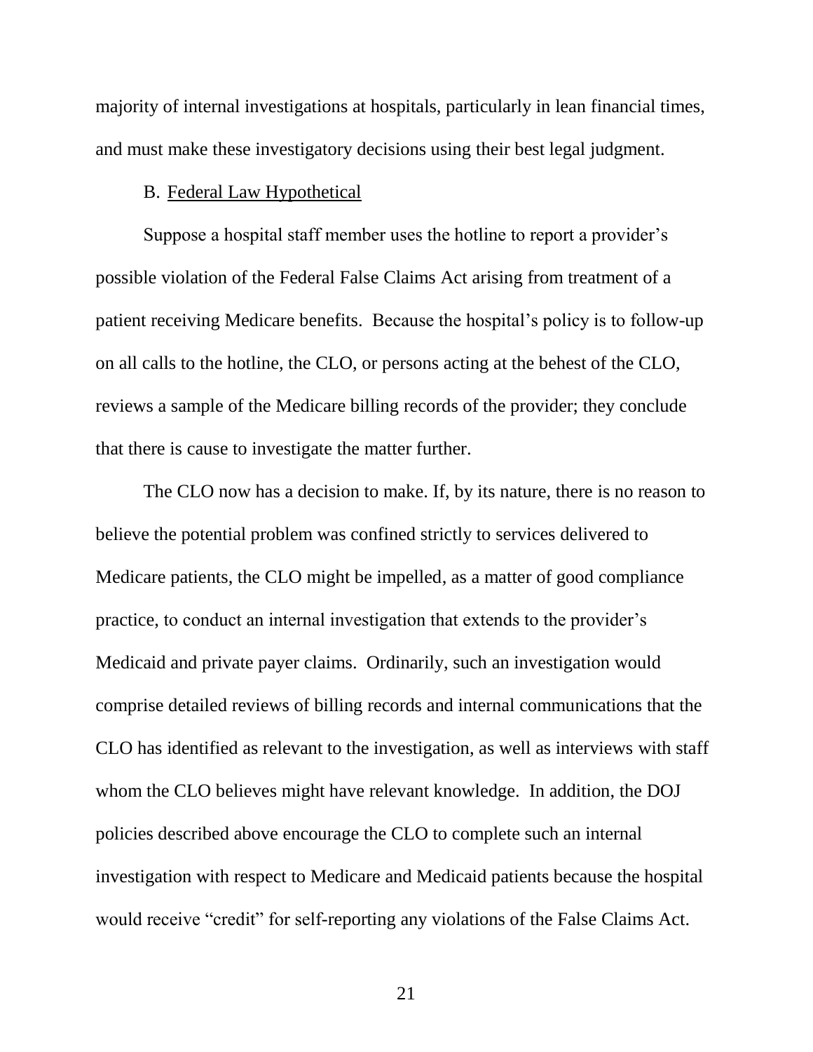majority of internal investigations at hospitals, particularly in lean financial times, and must make these investigatory decisions using their best legal judgment.

### B. Federal Law Hypothetical

Suppose a hospital staff member uses the hotline to report a provider's possible violation of the Federal False Claims Act arising from treatment of a patient receiving Medicare benefits. Because the hospital's policy is to follow-up on all calls to the hotline, the CLO, or persons acting at the behest of the CLO, reviews a sample of the Medicare billing records of the provider; they conclude that there is cause to investigate the matter further.

The CLO now has a decision to make. If, by its nature, there is no reason to believe the potential problem was confined strictly to services delivered to Medicare patients, the CLO might be impelled, as a matter of good compliance practice, to conduct an internal investigation that extends to the provider's Medicaid and private payer claims. Ordinarily, such an investigation would comprise detailed reviews of billing records and internal communications that the CLO has identified as relevant to the investigation, as well as interviews with staff whom the CLO believes might have relevant knowledge. In addition, the DOJ policies described above encourage the CLO to complete such an internal investigation with respect to Medicare and Medicaid patients because the hospital would receive "credit" for self-reporting any violations of the False Claims Act.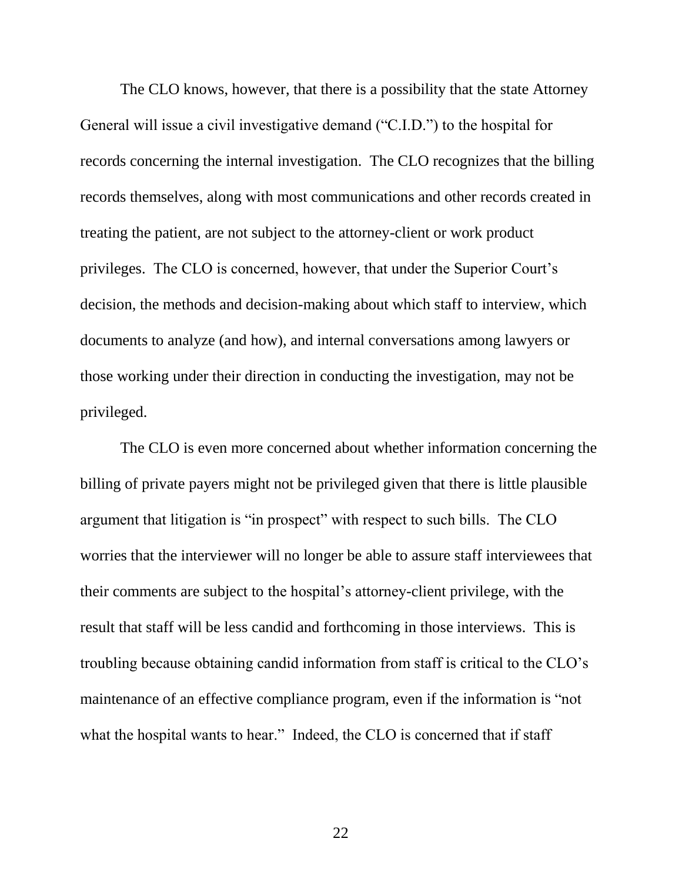The CLO knows, however, that there is a possibility that the state Attorney General will issue a civil investigative demand ("C.I.D.") to the hospital for records concerning the internal investigation. The CLO recognizes that the billing records themselves, along with most communications and other records created in treating the patient, are not subject to the attorney-client or work product privileges. The CLO is concerned, however, that under the Superior Court's decision, the methods and decision-making about which staff to interview, which documents to analyze (and how), and internal conversations among lawyers or those working under their direction in conducting the investigation, may not be privileged.

The CLO is even more concerned about whether information concerning the billing of private payers might not be privileged given that there is little plausible argument that litigation is "in prospect" with respect to such bills. The CLO worries that the interviewer will no longer be able to assure staff interviewees that their comments are subject to the hospital's attorney-client privilege, with the result that staff will be less candid and forthcoming in those interviews. This is troubling because obtaining candid information from staff is critical to the CLO's maintenance of an effective compliance program, even if the information is "not what the hospital wants to hear." Indeed, the CLO is concerned that if staff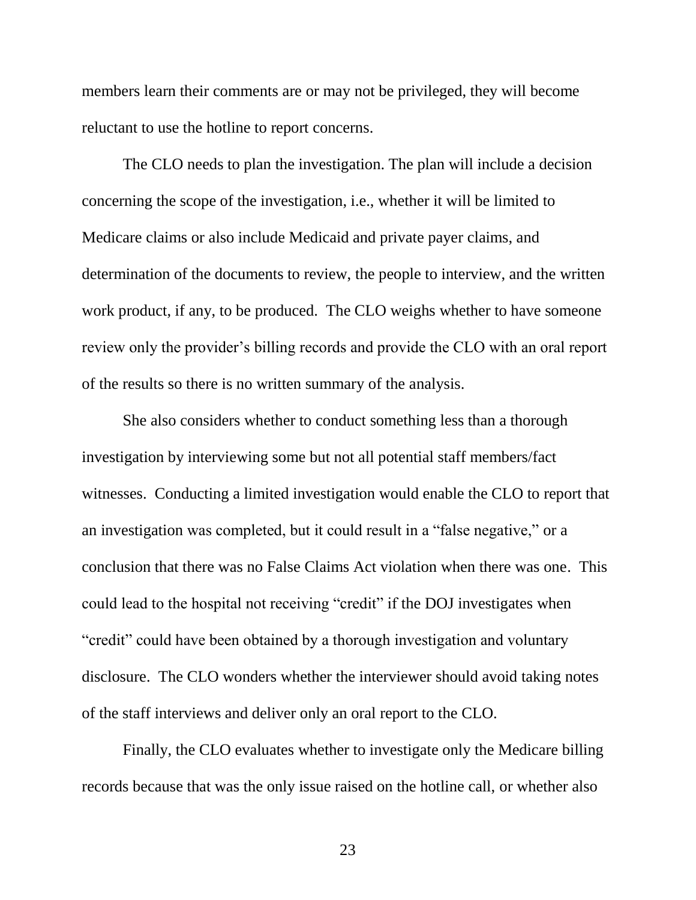members learn their comments are or may not be privileged, they will become reluctant to use the hotline to report concerns.

The CLO needs to plan the investigation. The plan will include a decision concerning the scope of the investigation, i.e., whether it will be limited to Medicare claims or also include Medicaid and private payer claims, and determination of the documents to review, the people to interview, and the written work product, if any, to be produced. The CLO weighs whether to have someone review only the provider's billing records and provide the CLO with an oral report of the results so there is no written summary of the analysis.

She also considers whether to conduct something less than a thorough investigation by interviewing some but not all potential staff members/fact witnesses. Conducting a limited investigation would enable the CLO to report that an investigation was completed, but it could result in a "false negative," or a conclusion that there was no False Claims Act violation when there was one. This could lead to the hospital not receiving "credit" if the DOJ investigates when "credit" could have been obtained by a thorough investigation and voluntary disclosure. The CLO wonders whether the interviewer should avoid taking notes of the staff interviews and deliver only an oral report to the CLO.

Finally, the CLO evaluates whether to investigate only the Medicare billing records because that was the only issue raised on the hotline call, or whether also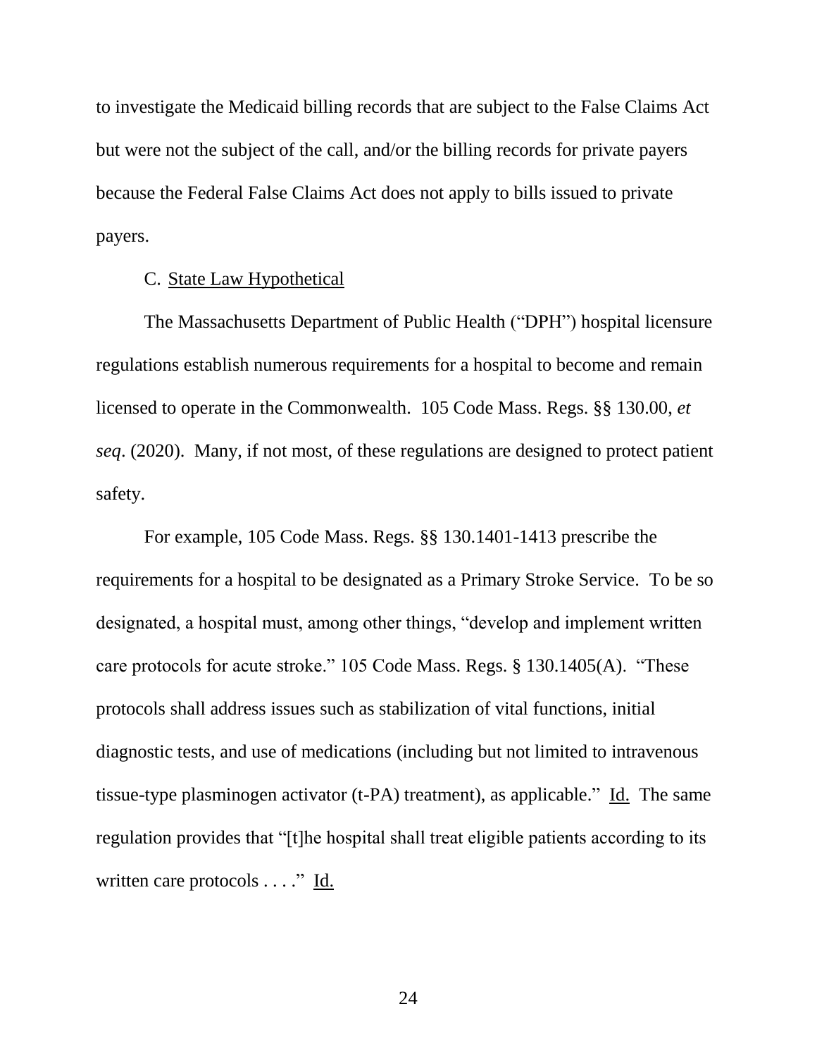to investigate the Medicaid billing records that are subject to the False Claims Act but were not the subject of the call, and/or the billing records for private payers because the Federal False Claims Act does not apply to bills issued to private payers.

C. State Law Hypothetical

The Massachusetts Department of Public Health ("DPH") hospital licensure regulations establish numerous requirements for a hospital to become and remain licensed to operate in the Commonwealth. 105 Code Mass. Regs. §§ 130.00, *et seq*. (2020). Many, if not most, of these regulations are designed to protect patient safety.

For example, 105 Code Mass. Regs. §§ 130.1401-1413 prescribe the requirements for a hospital to be designated as a Primary Stroke Service. To be so designated, a hospital must, among other things, "develop and implement written care protocols for acute stroke." 105 Code Mass. Regs. § 130.1405(A). "These protocols shall address issues such as stabilization of vital functions, initial diagnostic tests, and use of medications (including but not limited to intravenous tissue-type plasminogen activator (t-PA) treatment), as applicable." Id. The same regulation provides that "[t]he hospital shall treat eligible patients according to its written care protocols . . . ." Id.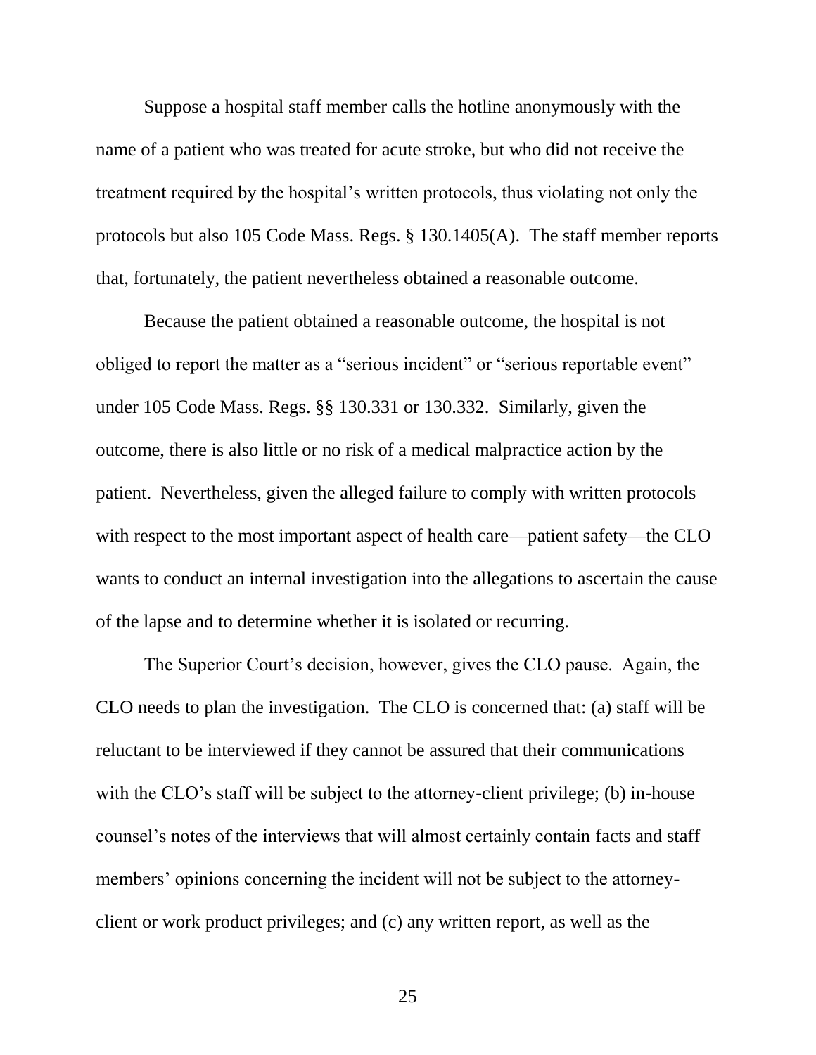Suppose a hospital staff member calls the hotline anonymously with the name of a patient who was treated for acute stroke, but who did not receive the treatment required by the hospital's written protocols, thus violating not only the protocols but also 105 Code Mass. Regs. § 130.1405(A). The staff member reports that, fortunately, the patient nevertheless obtained a reasonable outcome.

Because the patient obtained a reasonable outcome, the hospital is not obliged to report the matter as a "serious incident" or "serious reportable event" under 105 Code Mass. Regs. §§ 130.331 or 130.332. Similarly, given the outcome, there is also little or no risk of a medical malpractice action by the patient. Nevertheless, given the alleged failure to comply with written protocols with respect to the most important aspect of health care—patient safety—the CLO wants to conduct an internal investigation into the allegations to ascertain the cause of the lapse and to determine whether it is isolated or recurring.

The Superior Court's decision, however, gives the CLO pause. Again, the CLO needs to plan the investigation. The CLO is concerned that: (a) staff will be reluctant to be interviewed if they cannot be assured that their communications with the CLO's staff will be subject to the attorney-client privilege; (b) in-house counsel's notes of the interviews that will almost certainly contain facts and staff members' opinions concerning the incident will not be subject to the attorney-client or work product privileges; and (c) any written report, as well as the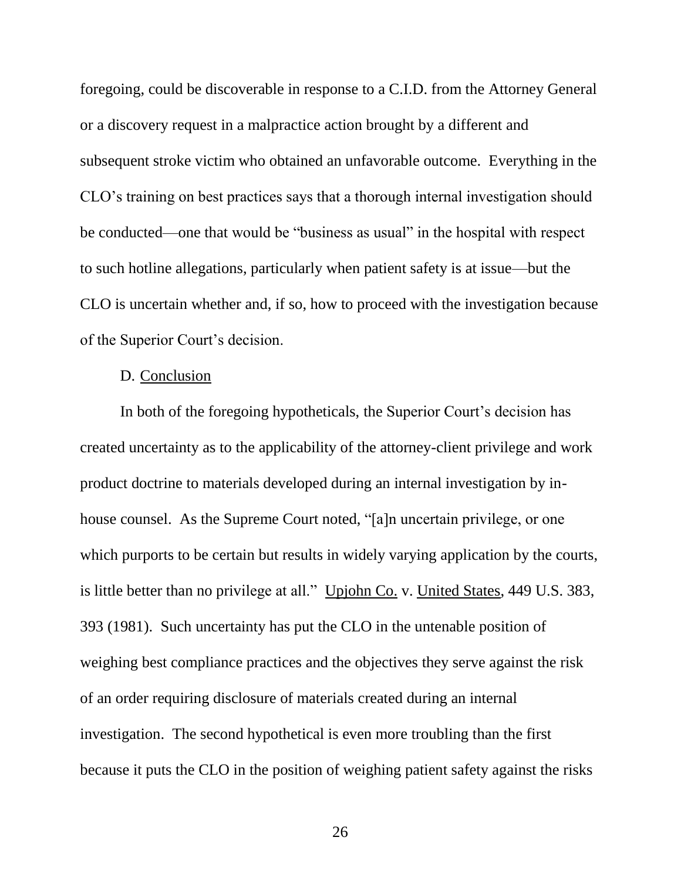foregoing, could be discoverable in response to a C.I.D. from the Attorney General or a discovery request in a malpractice action brought by a different and subsequent stroke victim who obtained an unfavorable outcome. Everything in the CLO's training on best practices says that a thorough internal investigation should be conducted—one that would be "business as usual" in the hospital with respect to such hotline allegations, particularly when patient safety is at issue—but the CLO is uncertain whether and, if so, how to proceed with the investigation because of the Superior Court's decision.

D. Conclusion

In both of the foregoing hypotheticals, the Superior Court's decision has created uncertainty as to the applicability of the attorney-client privilege and work product doctrine to materials developed during an internal investigation by in-house counsel. As the Supreme Court noted, "[a]n uncertain privilege, or one which purports to be certain but results in widely varying application by the courts, is little better than no privilege at all." Upjohn Co. v. United States, 449 U.S. 383, 393 (1981). Such uncertainty has put the CLO in the untenable position of weighing best compliance practices and the objectives they serve against the risk of an order requiring disclosure of materials created during an internal investigation. The second hypothetical is even more troubling than the first because it puts the CLO in the position of weighing patient safety against the risks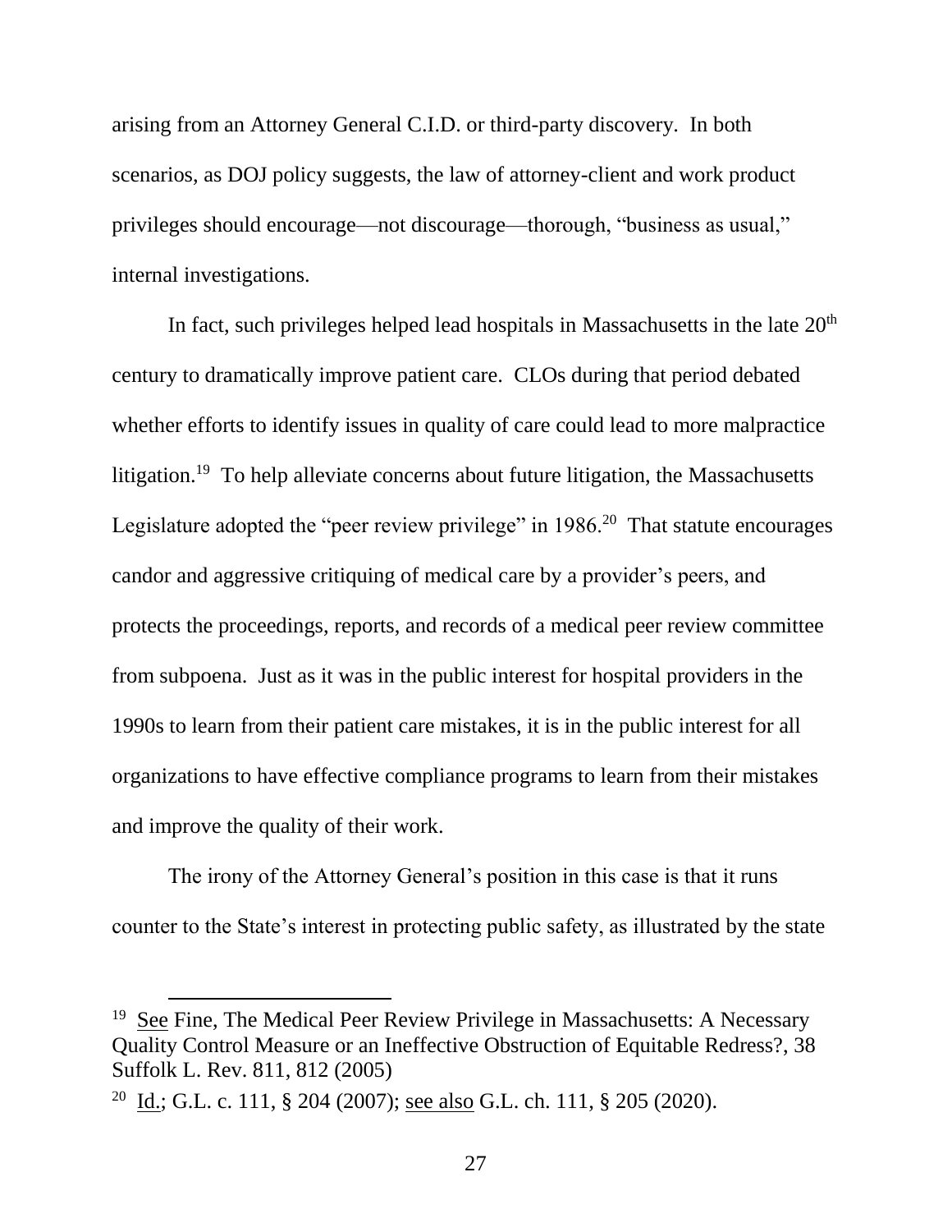arising from an Attorney General C.I.D. or third-party discovery. In both scenarios, as DOJ policy suggests, the law of attorney-client and work product privileges should encourage—not discourage—thorough, "business as usual," internal investigations.

In fact, such privileges helped lead hospitals in Massachusetts in the late 20th century to dramatically improve patient care. CLOs during that period debated whether efforts to identify issues in quality of care could lead to more malpractice litigation.[19] To help alleviate concerns about future litigation, the Massachusetts Legislature adopted the "peer review privilege" in 1986.[20] That statute encourages candor and aggressive critiquing of medical care by a provider's peers, and protects the proceedings, reports, and records of a medical peer review committee from subpoena. Just as it was in the public interest for hospital providers in the 1990s to learn from their patient care mistakes, it is in the public interest for all organizations to have effective compliance programs to learn from their mistakes and improve the quality of their work.

The irony of the Attorney General's position in this case is that it runs counter to the State's interest in protecting public safety, as illustrated by the state

---

[19] See Fine, The Medical Peer Review Privilege in Massachusetts: A Necessary Quality Control Measure or an Ineffective Obstruction of Equitable Redress?, 38 Suffolk L. Rev. 811, 812 (2005)

[20] Id.; G.L. c. 111, § 204 (2007); see also G.L. ch. 111, § 205 (2020).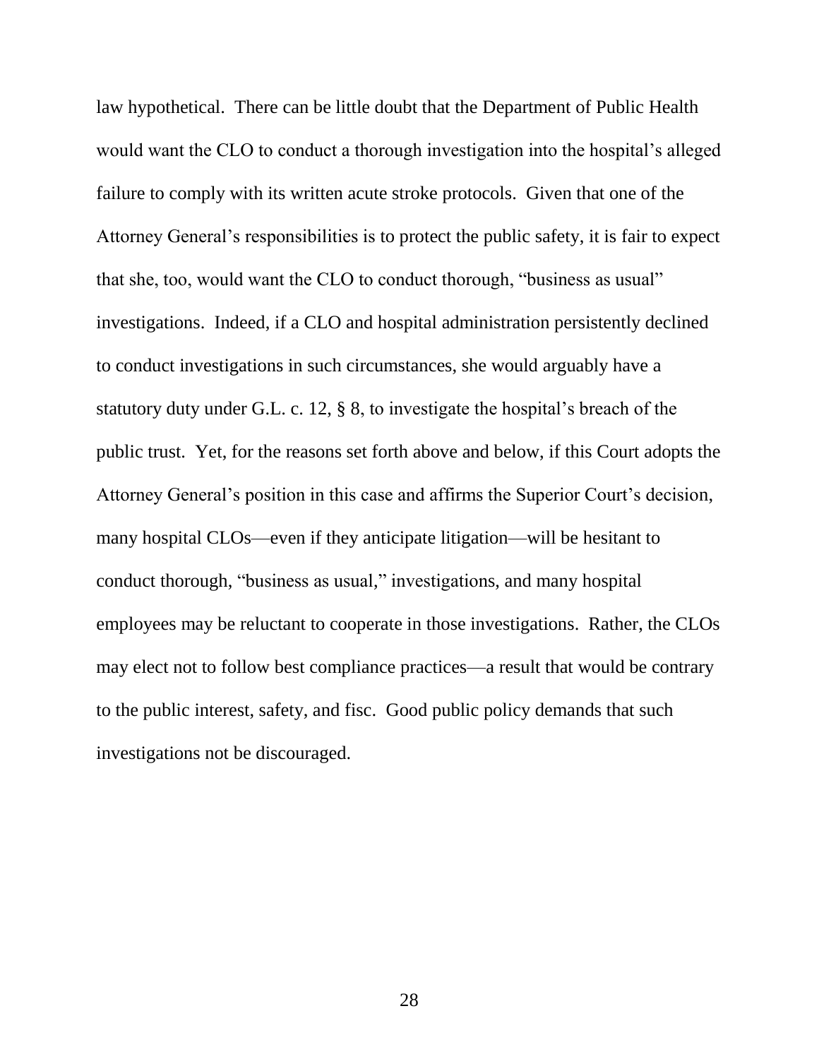law hypothetical. There can be little doubt that the Department of Public Health would want the CLO to conduct a thorough investigation into the hospital's alleged failure to comply with its written acute stroke protocols. Given that one of the Attorney General's responsibilities is to protect the public safety, it is fair to expect that she, too, would want the CLO to conduct thorough, "business as usual" investigations. Indeed, if a CLO and hospital administration persistently declined to conduct investigations in such circumstances, she would arguably have a statutory duty under G.L. c. 12, § 8, to investigate the hospital's breach of the public trust. Yet, for the reasons set forth above and below, if this Court adopts the Attorney General's position in this case and affirms the Superior Court's decision, many hospital CLOs—even if they anticipate litigation—will be hesitant to conduct thorough, "business as usual," investigations, and many hospital employees may be reluctant to cooperate in those investigations. Rather, the CLOs may elect not to follow best compliance practices—a result that would be contrary to the public interest, safety, and fisc. Good public policy demands that such investigations not be discouraged.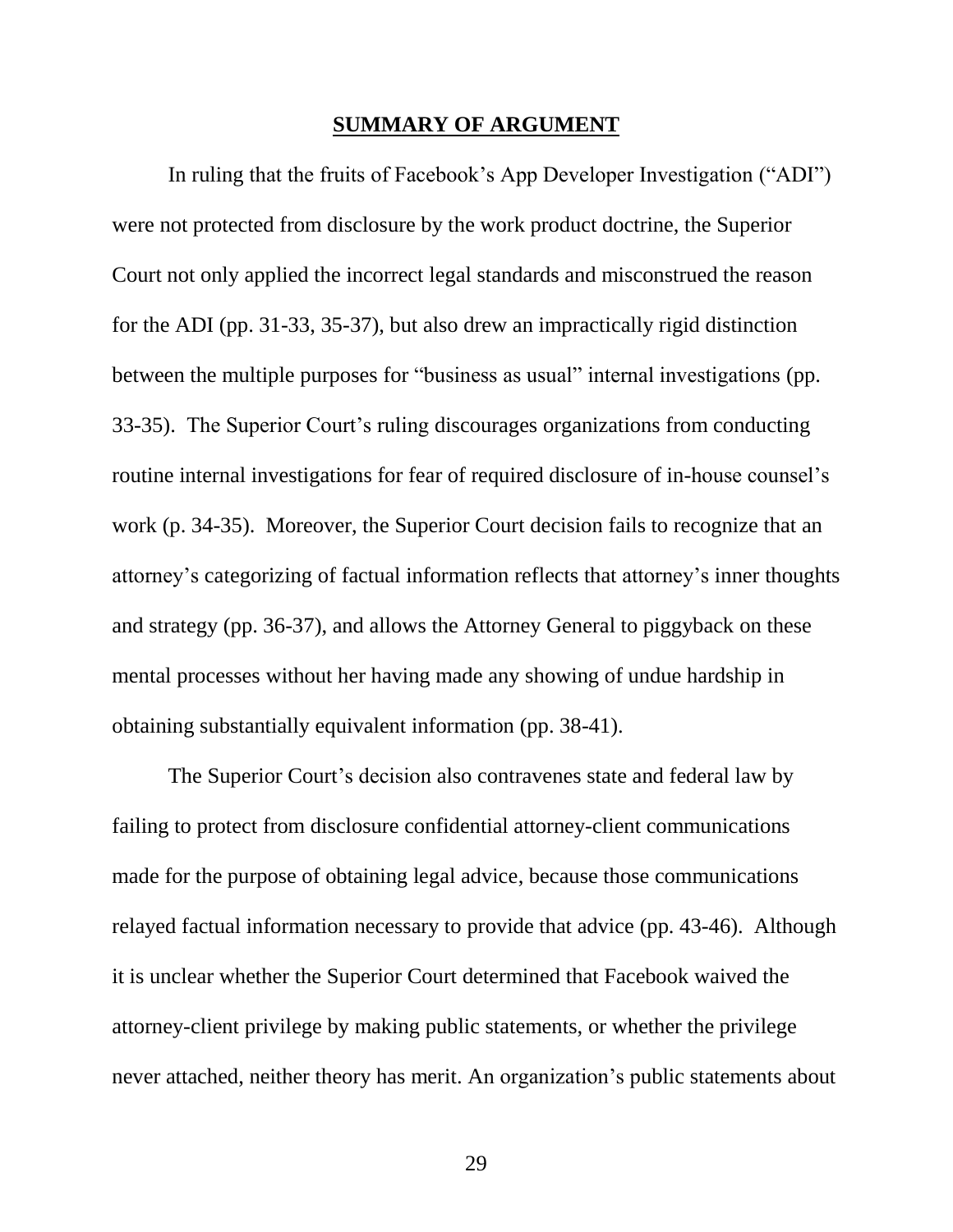## SUMMARY OF ARGUMENT

In ruling that the fruits of Facebook's App Developer Investigation ("ADI") were not protected from disclosure by the work product doctrine, the Superior Court not only applied the incorrect legal standards and misconstrued the reason for the ADI (pp. 31-33, 35-37), but also drew an impractically rigid distinction between the multiple purposes for "business as usual" internal investigations (pp. 33-35). The Superior Court's ruling discourages organizations from conducting routine internal investigations for fear of required disclosure of in-house counsel's work (p. 34-35). Moreover, the Superior Court decision fails to recognize that an attorney's categorizing of factual information reflects that attorney's inner thoughts and strategy (pp. 36-37), and allows the Attorney General to piggyback on these mental processes without her having made any showing of undue hardship in obtaining substantially equivalent information (pp. 38-41).

The Superior Court's decision also contravenes state and federal law by failing to protect from disclosure confidential attorney-client communications made for the purpose of obtaining legal advice, because those communications relayed factual information necessary to provide that advice (pp. 43-46). Although it is unclear whether the Superior Court determined that Facebook waived the attorney-client privilege by making public statements, or whether the privilege never attached, neither theory has merit. An organization's public statements about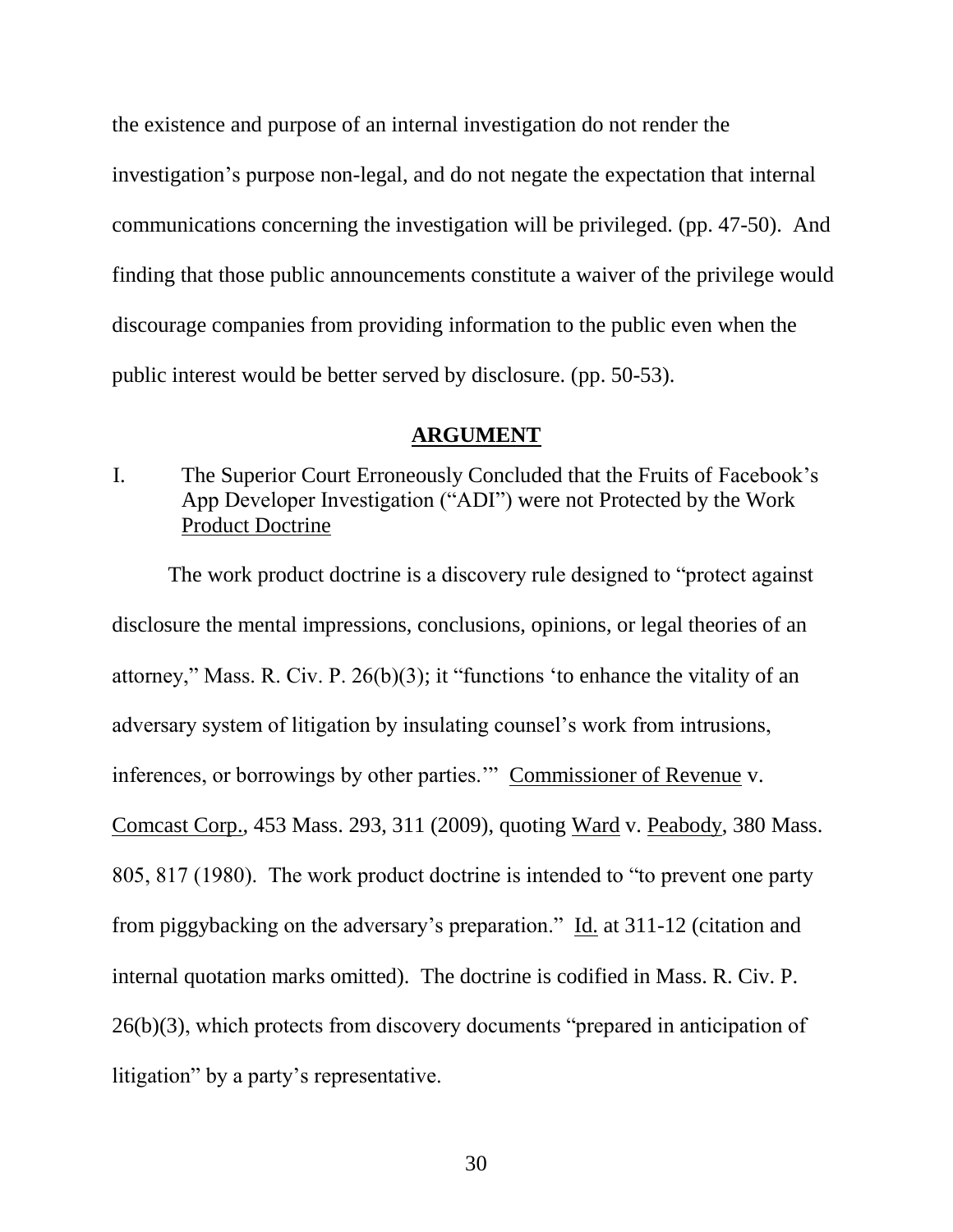the existence and purpose of an internal investigation do not render the investigation's purpose non-legal, and do not negate the expectation that internal communications concerning the investigation will be privileged. (pp. 47-50). And finding that those public announcements constitute a waiver of the privilege would discourage companies from providing information to the public even when the public interest would be better served by disclosure. (pp. 50-53).

## ARGUMENT

### I. The Superior Court Erroneously Concluded that the Fruits of Facebook's App Developer Investigation ("ADI") were not Protected by the Work Product Doctrine

The work product doctrine is a discovery rule designed to "protect against disclosure the mental impressions, conclusions, opinions, or legal theories of an attorney," Mass. R. Civ. P. 26(b)(3); it "functions 'to enhance the vitality of an adversary system of litigation by insulating counsel's work from intrusions, inferences, or borrowings by other parties.'" Commissioner of Revenue v. Comcast Corp., 453 Mass. 293, 311 (2009), quoting Ward v. Peabody, 380 Mass. 805, 817 (1980). The work product doctrine is intended to "to prevent one party from piggybacking on the adversary's preparation." Id. at 311-12 (citation and internal quotation marks omitted). The doctrine is codified in Mass. R. Civ. P. 26(b)(3), which protects from discovery documents "prepared in anticipation of litigation" by a party's representative.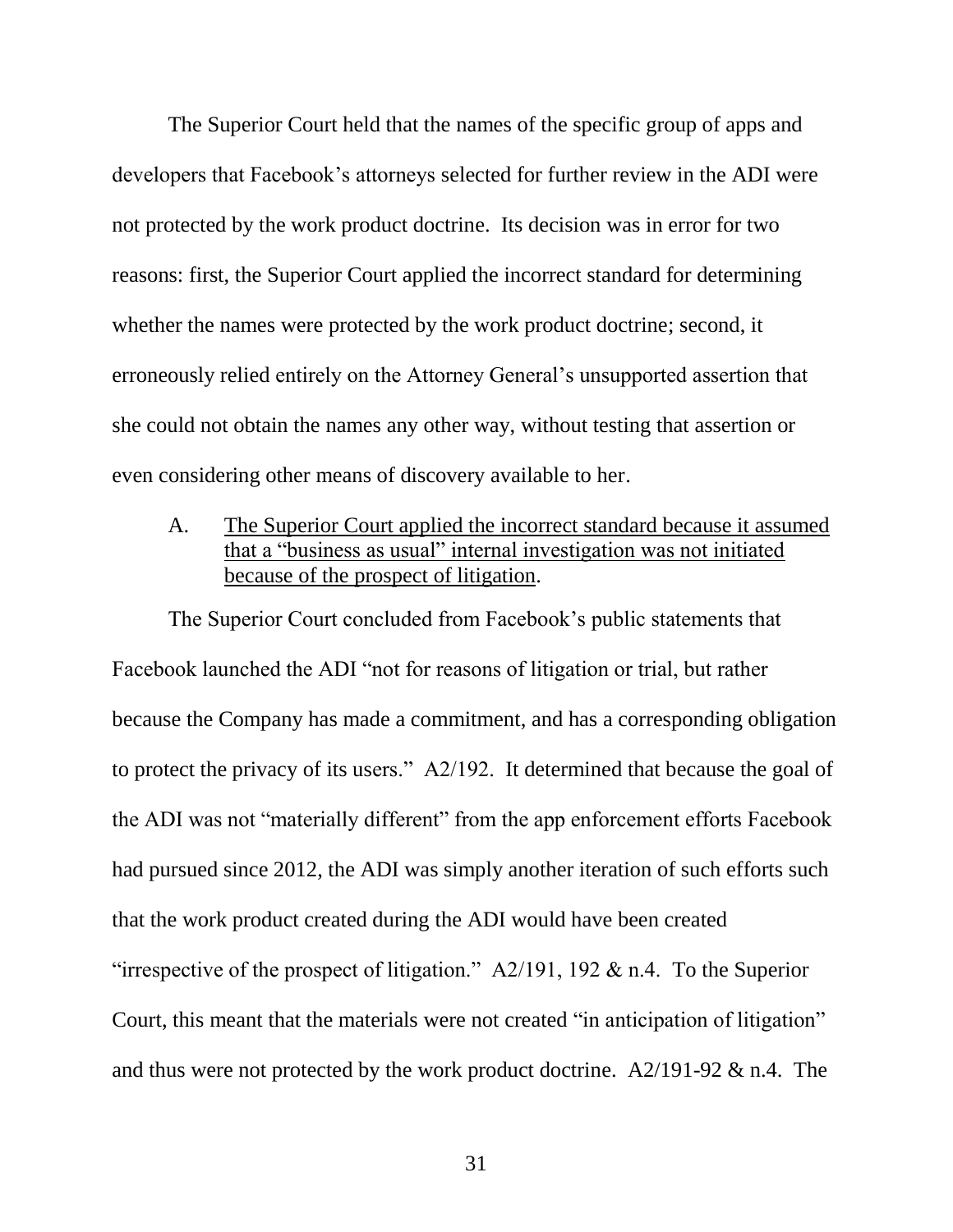The Superior Court held that the names of the specific group of apps and developers that Facebook's attorneys selected for further review in the ADI were not protected by the work product doctrine. Its decision was in error for two reasons: first, the Superior Court applied the incorrect standard for determining whether the names were protected by the work product doctrine; second, it erroneously relied entirely on the Attorney General's unsupported assertion that she could not obtain the names any other way, without testing that assertion or even considering other means of discovery available to her.

A. <u>The Superior Court applied the incorrect standard because it assumed that a "business as usual" internal investigation was not initiated because of the prospect of litigation</u>.

The Superior Court concluded from Facebook's public statements that Facebook launched the ADI "not for reasons of litigation or trial, but rather because the Company has made a commitment, and has a corresponding obligation to protect the privacy of its users." A2/192. It determined that because the goal of the ADI was not "materially different" from the app enforcement efforts Facebook had pursued since 2012, the ADI was simply another iteration of such efforts such that the work product created during the ADI would have been created "irrespective of the prospect of litigation." A2/191, 192 & n.4. To the Superior Court, this meant that the materials were not created "in anticipation of litigation" and thus were not protected by the work product doctrine. A2/191-92 & n.4. The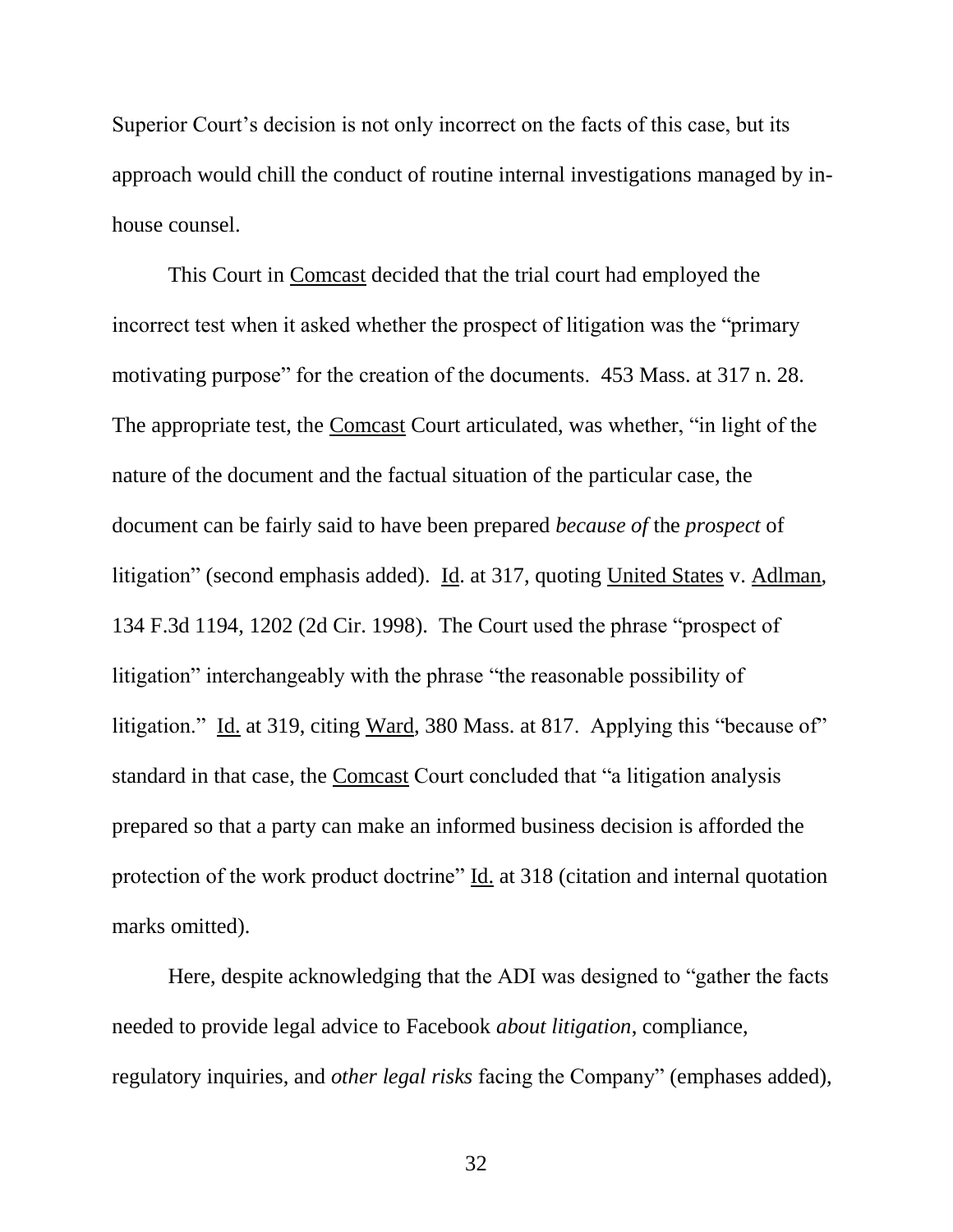Superior Court's decision is not only incorrect on the facts of this case, but its approach would chill the conduct of routine internal investigations managed by in-house counsel.

This Court in Comcast decided that the trial court had employed the incorrect test when it asked whether the prospect of litigation was the "primary motivating purpose" for the creation of the documents. 453 Mass. at 317 n. 28. The appropriate test, the Comcast Court articulated, was whether, "in light of the nature of the document and the factual situation of the particular case, the document can be fairly said to have been prepared *because of* the *prospect* of litigation" (second emphasis added). Id. at 317, quoting United States v. Adlman, 134 F.3d 1194, 1202 (2d Cir. 1998). The Court used the phrase "prospect of litigation" interchangeably with the phrase "the reasonable possibility of litigation." Id. at 319, citing Ward, 380 Mass. at 817. Applying this "because of" standard in that case, the Comcast Court concluded that "a litigation analysis prepared so that a party can make an informed business decision is afforded the protection of the work product doctrine" Id. at 318 (citation and internal quotation marks omitted).

Here, despite acknowledging that the ADI was designed to "gather the facts needed to provide legal advice to Facebook *about litigation*, compliance, regulatory inquiries, and *other legal risks* facing the Company" (emphases added),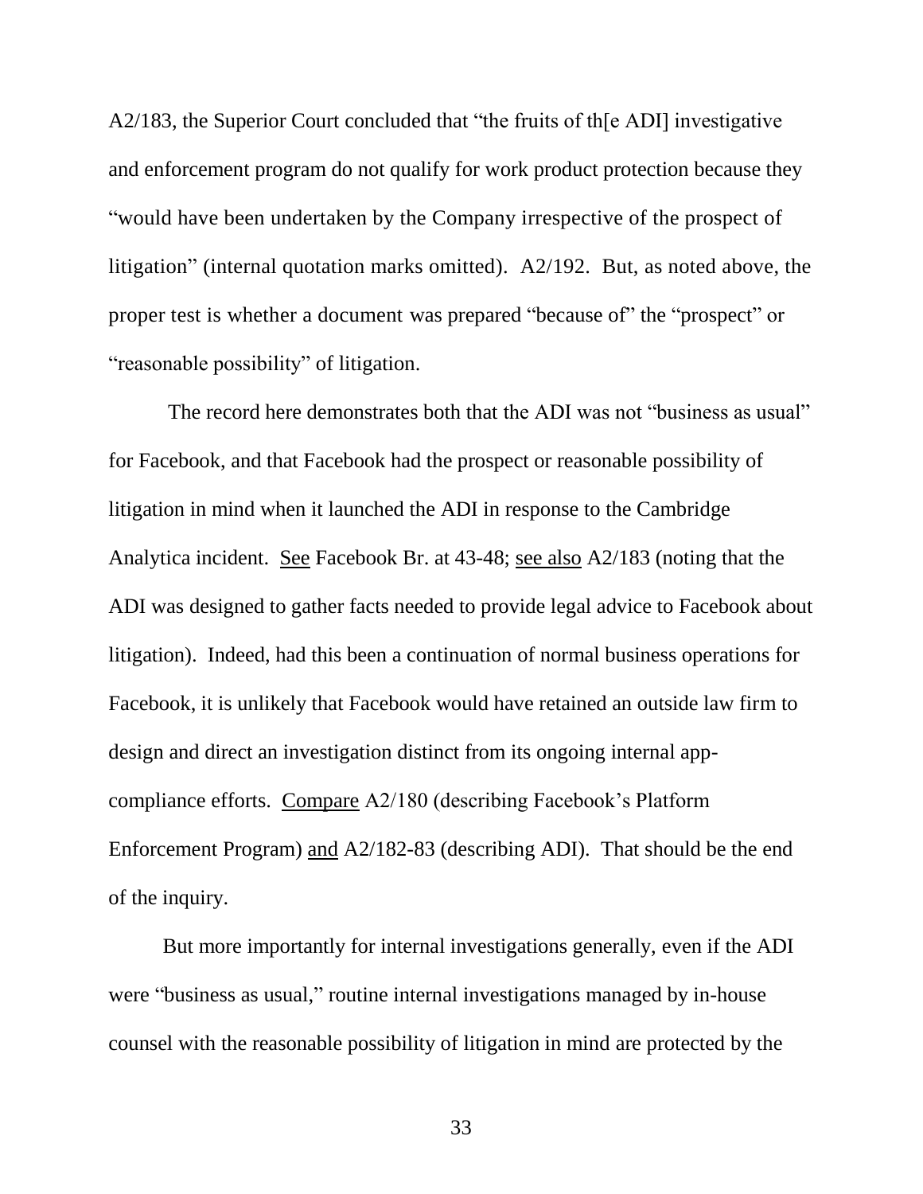A2/183, the Superior Court concluded that "the fruits of th[e ADI] investigative and enforcement program do not qualify for work product protection because they "would have been undertaken by the Company irrespective of the prospect of litigation" (internal quotation marks omitted). A2/192. But, as noted above, the proper test is whether a document was prepared "because of" the "prospect" or "reasonable possibility" of litigation.

The record here demonstrates both that the ADI was not "business as usual" for Facebook, and that Facebook had the prospect or reasonable possibility of litigation in mind when it launched the ADI in response to the Cambridge Analytica incident. See Facebook Br. at 43-48; see also A2/183 (noting that the ADI was designed to gather facts needed to provide legal advice to Facebook about litigation). Indeed, had this been a continuation of normal business operations for Facebook, it is unlikely that Facebook would have retained an outside law firm to design and direct an investigation distinct from its ongoing internal app-compliance efforts. Compare A2/180 (describing Facebook's Platform Enforcement Program) and A2/182-83 (describing ADI). That should be the end of the inquiry.

But more importantly for internal investigations generally, even if the ADI were "business as usual," routine internal investigations managed by in-house counsel with the reasonable possibility of litigation in mind are protected by the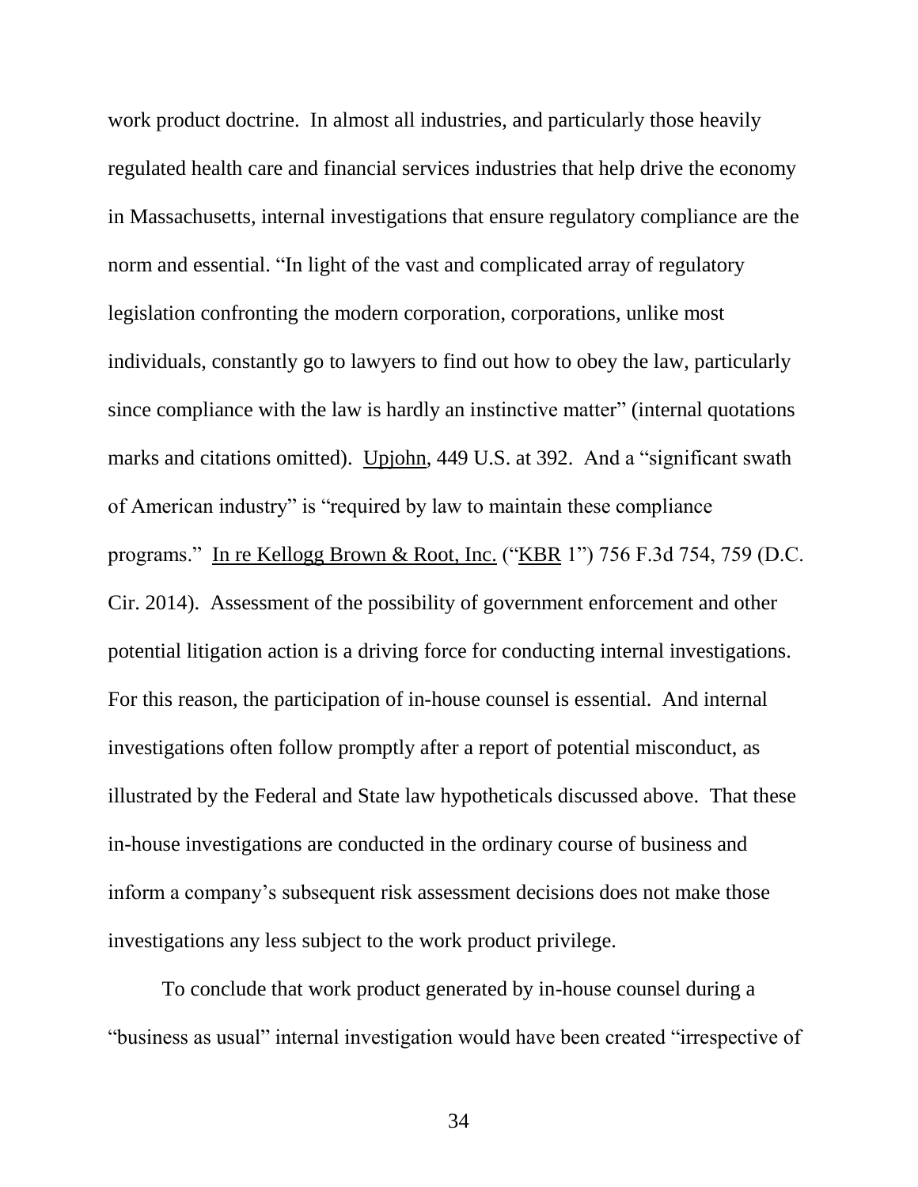work product doctrine. In almost all industries, and particularly those heavily regulated health care and financial services industries that help drive the economy in Massachusetts, internal investigations that ensure regulatory compliance are the norm and essential. "In light of the vast and complicated array of regulatory legislation confronting the modern corporation, corporations, unlike most individuals, constantly go to lawyers to find out how to obey the law, particularly since compliance with the law is hardly an instinctive matter" (internal quotations marks and citations omitted). Upjohn, 449 U.S. at 392. And a "significant swath of American industry" is "required by law to maintain these compliance programs." In re Kellogg Brown & Root, Inc. ("KBR 1") 756 F.3d 754, 759 (D.C. Cir. 2014). Assessment of the possibility of government enforcement and other potential litigation action is a driving force for conducting internal investigations. For this reason, the participation of in-house counsel is essential. And internal investigations often follow promptly after a report of potential misconduct, as illustrated by the Federal and State law hypotheticals discussed above. That these in-house investigations are conducted in the ordinary course of business and inform a company's subsequent risk assessment decisions does not make those investigations any less subject to the work product privilege.

To conclude that work product generated by in-house counsel during a "business as usual" internal investigation would have been created "irrespective of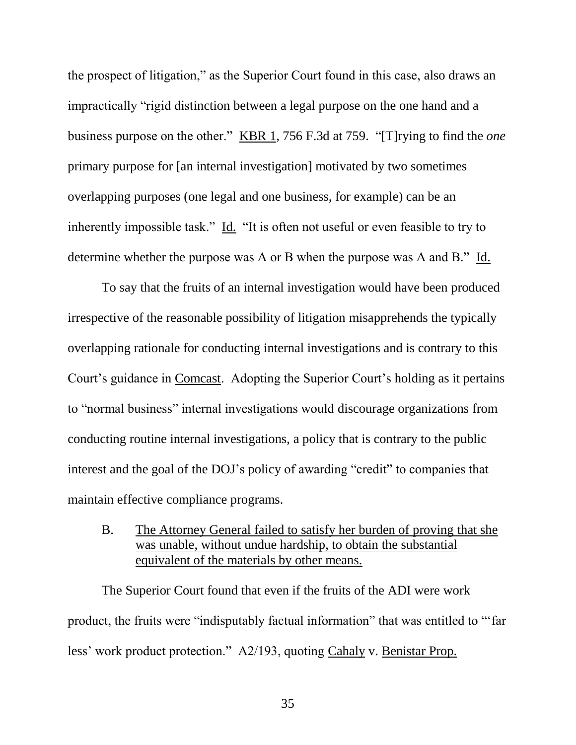the prospect of litigation," as the Superior Court found in this case, also draws an impractically "rigid distinction between a legal purpose on the one hand and a business purpose on the other." KBR 1, 756 F.3d at 759. "[T]rying to find the *one* primary purpose for [an internal investigation] motivated by two sometimes overlapping purposes (one legal and one business, for example) can be an inherently impossible task." Id. "It is often not useful or even feasible to try to determine whether the purpose was A or B when the purpose was A and B." Id.

To say that the fruits of an internal investigation would have been produced irrespective of the reasonable possibility of litigation misapprehends the typically overlapping rationale for conducting internal investigations and is contrary to this Court's guidance in Comcast. Adopting the Superior Court's holding as it pertains to "normal business" internal investigations would discourage organizations from conducting routine internal investigations, a policy that is contrary to the public interest and the goal of the DOJ's policy of awarding "credit" to companies that maintain effective compliance programs.

B. The Attorney General failed to satisfy her burden of proving that she was unable, without undue hardship, to obtain the substantial equivalent of the materials by other means.

The Superior Court found that even if the fruits of the ADI were work product, the fruits were "indisputably factual information" that was entitled to "'far less' work product protection." A2/193, quoting Cahaly v. Benistar Prop.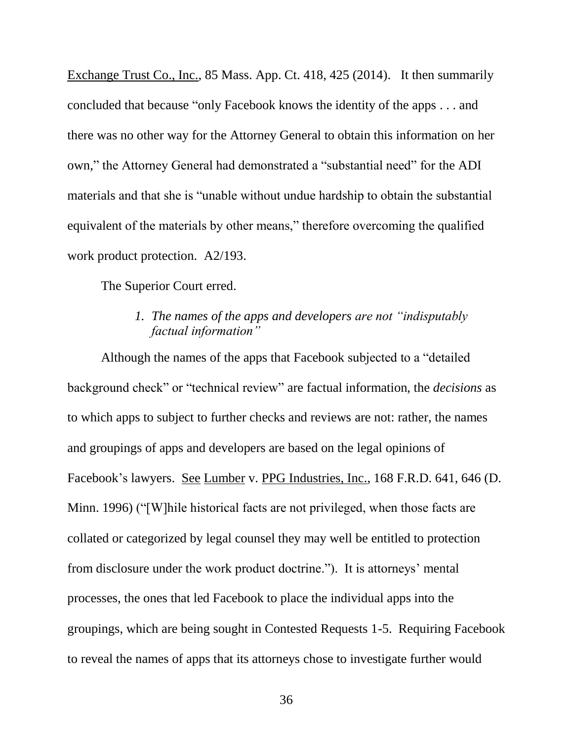Exchange Trust Co., Inc., 85 Mass. App. Ct. 418, 425 (2014). It then summarily concluded that because "only Facebook knows the identity of the apps . . . and there was no other way for the Attorney General to obtain this information on her own," the Attorney General had demonstrated a "substantial need" for the ADI materials and that she is "unable without undue hardship to obtain the substantial equivalent of the materials by other means," therefore overcoming the qualified work product protection. A2/193.

The Superior Court erred.

### *1. The names of the apps and developers are not "indisputably factual information"*

Although the names of the apps that Facebook subjected to a "detailed background check" or "technical review" are factual information, the *decisions* as to which apps to subject to further checks and reviews are not: rather, the names and groupings of apps and developers are based on the legal opinions of Facebook's lawyers. See Lumber v. PPG Industries, Inc., 168 F.R.D. 641, 646 (D. Minn. 1996) ("[W]hile historical facts are not privileged, when those facts are collated or categorized by legal counsel they may well be entitled to protection from disclosure under the work product doctrine."). It is attorneys' mental processes, the ones that led Facebook to place the individual apps into the groupings, which are being sought in Contested Requests 1-5. Requiring Facebook to reveal the names of apps that its attorneys chose to investigate further would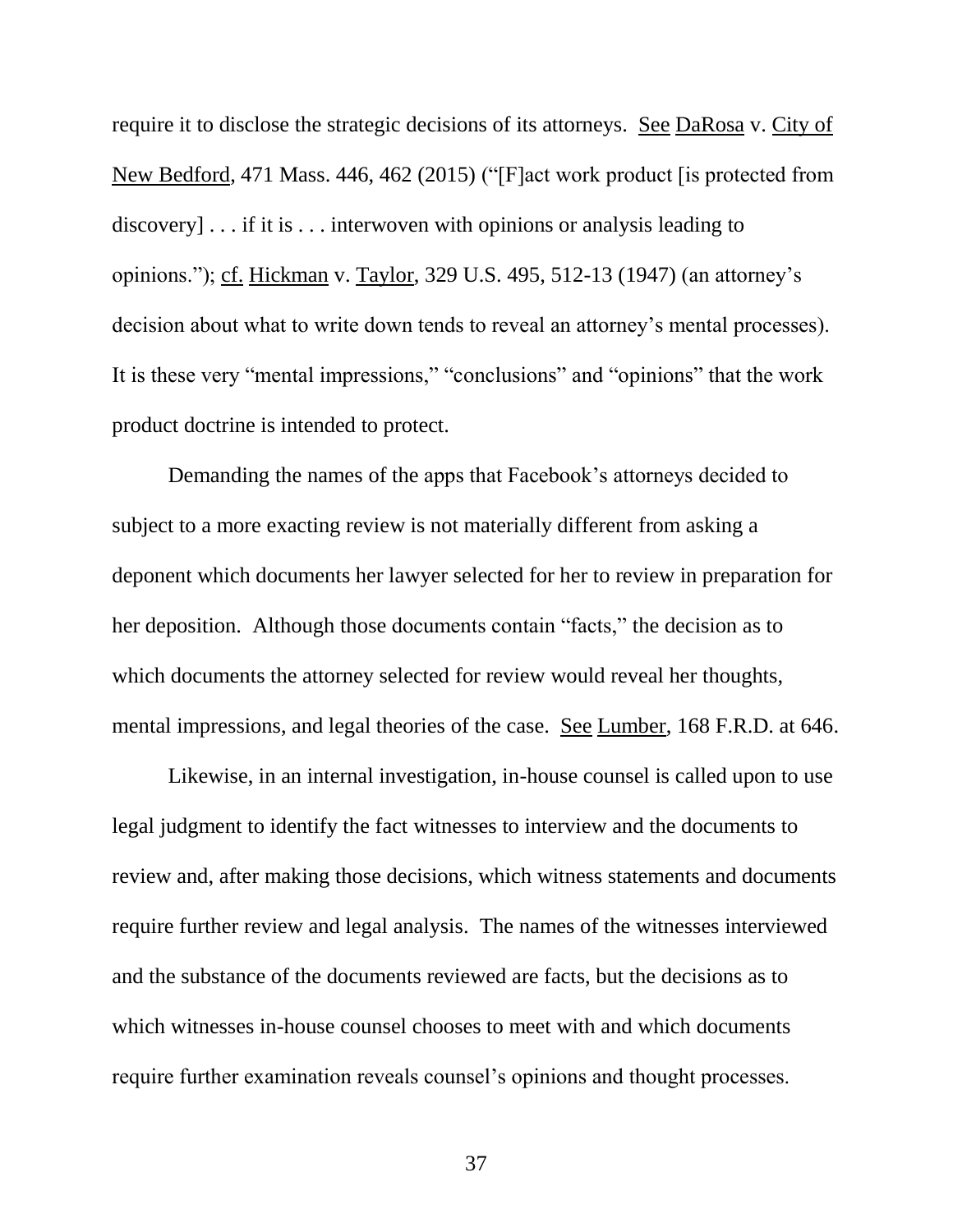require it to disclose the strategic decisions of its attorneys. See DaRosa v. City of New Bedford, 471 Mass. 446, 462 (2015) ("[F]act work product [is protected from discovery] . . . if it is . . . interwoven with opinions or analysis leading to opinions."); cf. Hickman v. Taylor, 329 U.S. 495, 512-13 (1947) (an attorney's decision about what to write down tends to reveal an attorney's mental processes). It is these very "mental impressions," "conclusions" and "opinions" that the work product doctrine is intended to protect.

Demanding the names of the apps that Facebook's attorneys decided to subject to a more exacting review is not materially different from asking a deponent which documents her lawyer selected for her to review in preparation for her deposition. Although those documents contain "facts," the decision as to which documents the attorney selected for review would reveal her thoughts, mental impressions, and legal theories of the case. See Lumber, 168 F.R.D. at 646.

Likewise, in an internal investigation, in-house counsel is called upon to use legal judgment to identify the fact witnesses to interview and the documents to review and, after making those decisions, which witness statements and documents require further review and legal analysis. The names of the witnesses interviewed and the substance of the documents reviewed are facts, but the decisions as to which witnesses in-house counsel chooses to meet with and which documents require further examination reveals counsel's opinions and thought processes.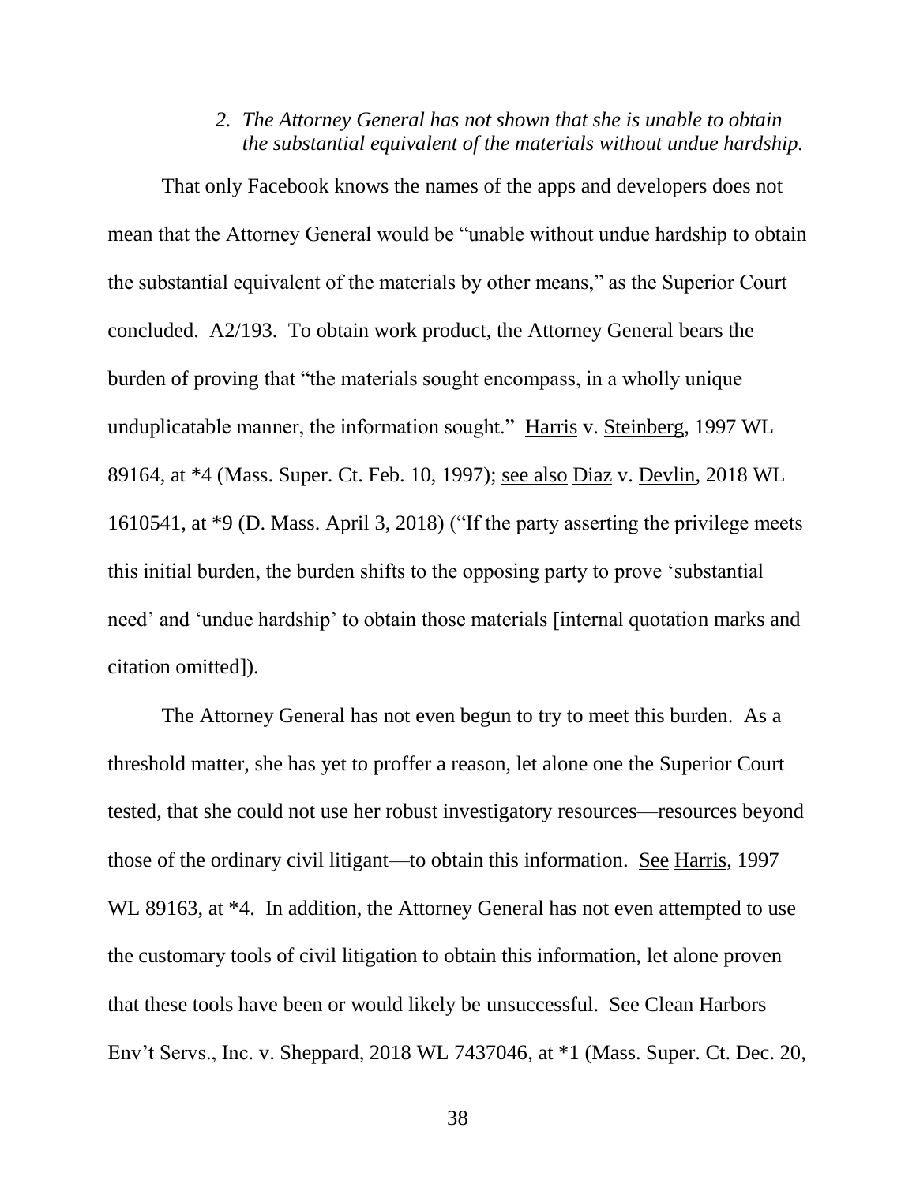*2. The Attorney General has not shown that she is unable to obtain the substantial equivalent of the materials without undue hardship.*

That only Facebook knows the names of the apps and developers does not mean that the Attorney General would be "unable without undue hardship to obtain the substantial equivalent of the materials by other means," as the Superior Court concluded. A2/193. To obtain work product, the Attorney General bears the burden of proving that "the materials sought encompass, in a wholly unique unduplicatable manner, the information sought." Harris v. Steinberg, 1997 WL 89164, at *4 (Mass. Super. Ct. Feb. 10, 1997); see also Diaz v. Devlin, 2018 WL 1610541, at *9 (D. Mass. April 3, 2018) ("If the party asserting the privilege meets this initial burden, the burden shifts to the opposing party to prove 'substantial need' and 'undue hardship' to obtain those materials [internal quotation marks and citation omitted]).

The Attorney General has not even begun to try to meet this burden. As a threshold matter, she has yet to proffer a reason, let alone one the Superior Court tested, that she could not use her robust investigatory resources—resources beyond those of the ordinary civil litigant—to obtain this information. See Harris, 1997 WL 89163, at *4. In addition, the Attorney General has not even attempted to use the customary tools of civil litigation to obtain this information, let alone proven that these tools have been or would likely be unsuccessful. See Clean Harbors Env't Servs., Inc. v. Sheppard, 2018 WL 7437046, at *1 (Mass. Super. Ct. Dec. 20,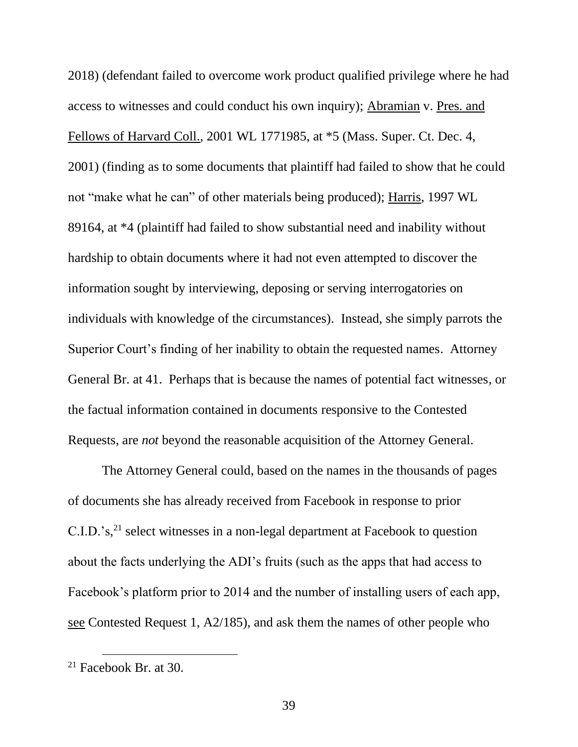2018) (defendant failed to overcome work product qualified privilege where he had access to witnesses and could conduct his own inquiry); Abramian v. Pres. and Fellows of Harvard Coll., 2001 WL 1771985, at *5 (Mass. Super. Ct. Dec. 4, 2001) (finding as to some documents that plaintiff had failed to show that he could not "make what he can" of other materials being produced); Harris, 1997 WL 89164, at *4 (plaintiff had failed to show substantial need and inability without hardship to obtain documents where it had not even attempted to discover the information sought by interviewing, deposing or serving interrogatories on individuals with knowledge of the circumstances). Instead, she simply parrots the Superior Court's finding of her inability to obtain the requested names. Attorney General Br. at 41. Perhaps that is because the names of potential fact witnesses, or the factual information contained in documents responsive to the Contested Requests, are *not* beyond the reasonable acquisition of the Attorney General.

The Attorney General could, based on the names in the thousands of pages of documents she has already received from Facebook in response to prior C.I.D.'s,[21] select witnesses in a non-legal department at Facebook to question about the facts underlying the ADI's fruits (such as the apps that had access to Facebook's platform prior to 2014 and the number of installing users of each app, see Contested Request 1, A2/185), and ask them the names of other people who

[21] Facebook Br. at 30.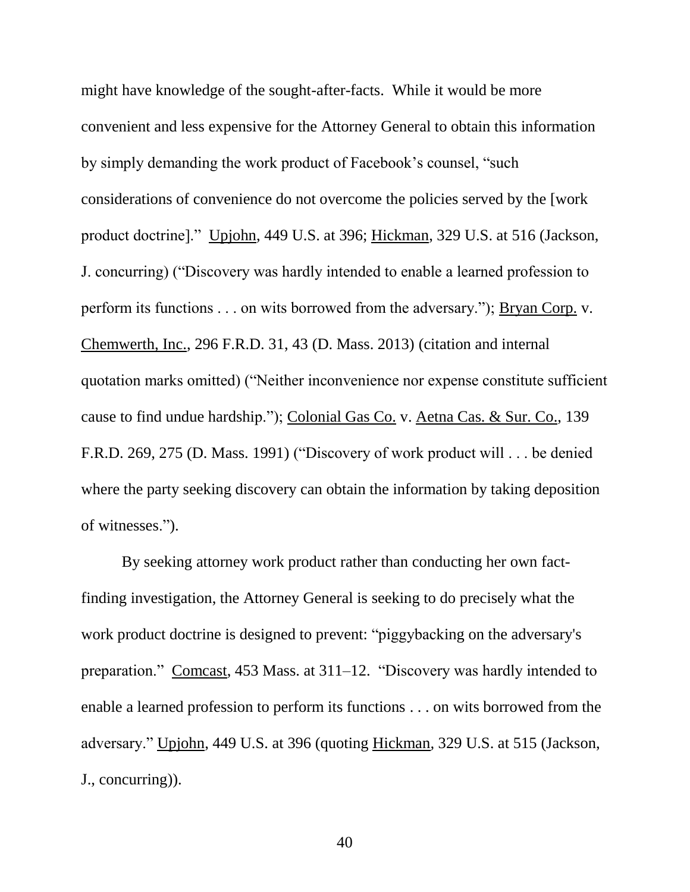might have knowledge of the sought-after-facts. While it would be more convenient and less expensive for the Attorney General to obtain this information by simply demanding the work product of Facebook's counsel, "such considerations of convenience do not overcome the policies served by the [work product doctrine]." Upjohn, 449 U.S. at 396; Hickman, 329 U.S. at 516 (Jackson, J. concurring) ("Discovery was hardly intended to enable a learned profession to perform its functions . . . on wits borrowed from the adversary."); Bryan Corp. v. Chemwerth, Inc., 296 F.R.D. 31, 43 (D. Mass. 2013) (citation and internal quotation marks omitted) ("Neither inconvenience nor expense constitute sufficient cause to find undue hardship."); Colonial Gas Co. v. Aetna Cas. & Sur. Co., 139 F.R.D. 269, 275 (D. Mass. 1991) ("Discovery of work product will . . . be denied where the party seeking discovery can obtain the information by taking deposition of witnesses.").

By seeking attorney work product rather than conducting her own fact-finding investigation, the Attorney General is seeking to do precisely what the work product doctrine is designed to prevent: "piggybacking on the adversary's preparation." Comcast, 453 Mass. at 311–12. "Discovery was hardly intended to enable a learned profession to perform its functions . . . on wits borrowed from the adversary." Upjohn, 449 U.S. at 396 (quoting Hickman, 329 U.S. at 515 (Jackson, J., concurring)).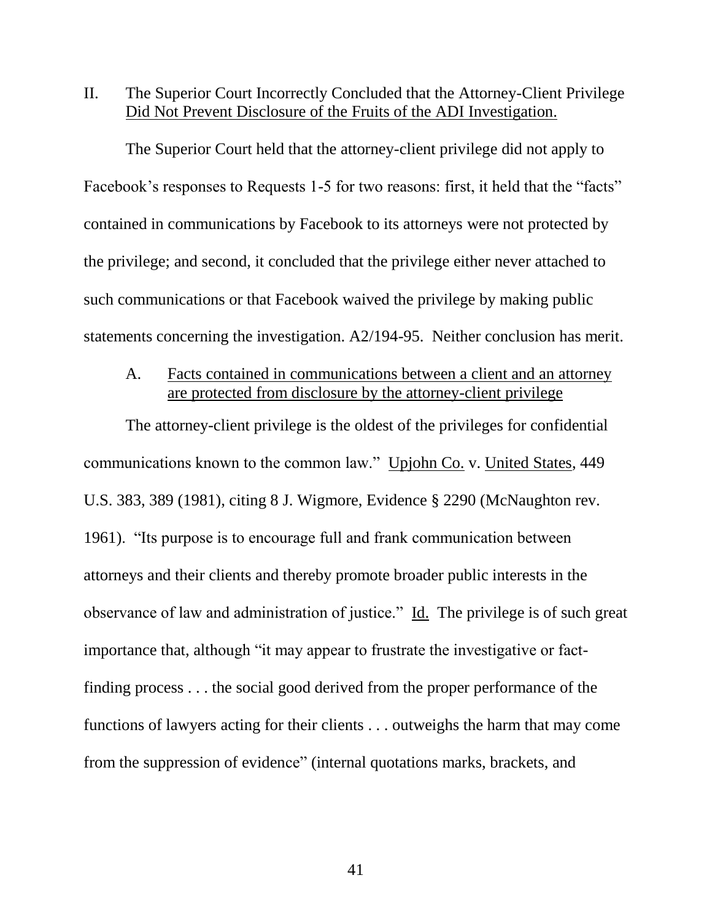## II. The Superior Court Incorrectly Concluded that the Attorney-Client Privilege Did Not Prevent Disclosure of the Fruits of the ADI Investigation.

The Superior Court held that the attorney-client privilege did not apply to Facebook's responses to Requests 1-5 for two reasons: first, it held that the "facts" contained in communications by Facebook to its attorneys were not protected by the privilege; and second, it concluded that the privilege either never attached to such communications or that Facebook waived the privilege by making public statements concerning the investigation. A2/194-95. Neither conclusion has merit.

### A. Facts contained in communications between a client and an attorney are protected from disclosure by the attorney-client privilege

The attorney-client privilege is the oldest of the privileges for confidential communications known to the common law." Upjohn Co. v. United States, 449 U.S. 383, 389 (1981), citing 8 J. Wigmore, Evidence § 2290 (McNaughton rev. 1961). "Its purpose is to encourage full and frank communication between attorneys and their clients and thereby promote broader public interests in the observance of law and administration of justice." Id. The privilege is of such great importance that, although "it may appear to frustrate the investigative or fact-finding process . . . the social good derived from the proper performance of the functions of lawyers acting for their clients . . . outweighs the harm that may come from the suppression of evidence" (internal quotations marks, brackets, and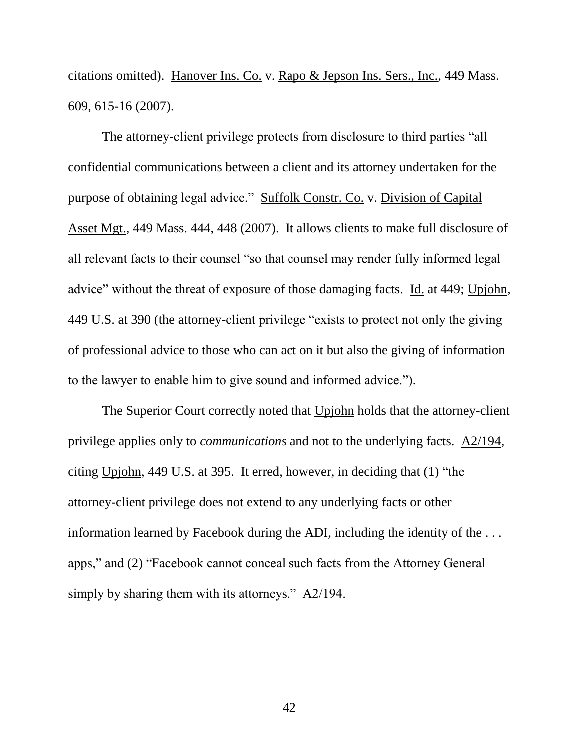citations omitted). Hanover Ins. Co. v. Rapo & Jepson Ins. Sers., Inc., 449 Mass. 609, 615-16 (2007).

The attorney-client privilege protects from disclosure to third parties "all confidential communications between a client and its attorney undertaken for the purpose of obtaining legal advice." Suffolk Constr. Co. v. Division of Capital Asset Mgt., 449 Mass. 444, 448 (2007). It allows clients to make full disclosure of all relevant facts to their counsel "so that counsel may render fully informed legal advice" without the threat of exposure of those damaging facts. Id. at 449; Upjohn, 449 U.S. at 390 (the attorney-client privilege "exists to protect not only the giving of professional advice to those who can act on it but also the giving of information to the lawyer to enable him to give sound and informed advice.").

The Superior Court correctly noted that Upjohn holds that the attorney-client privilege applies only to *communications* and not to the underlying facts. A2/194, citing Upjohn, 449 U.S. at 395. It erred, however, in deciding that (1) "the attorney-client privilege does not extend to any underlying facts or other information learned by Facebook during the ADI, including the identity of the . . . apps," and (2) "Facebook cannot conceal such facts from the Attorney General simply by sharing them with its attorneys." A2/194.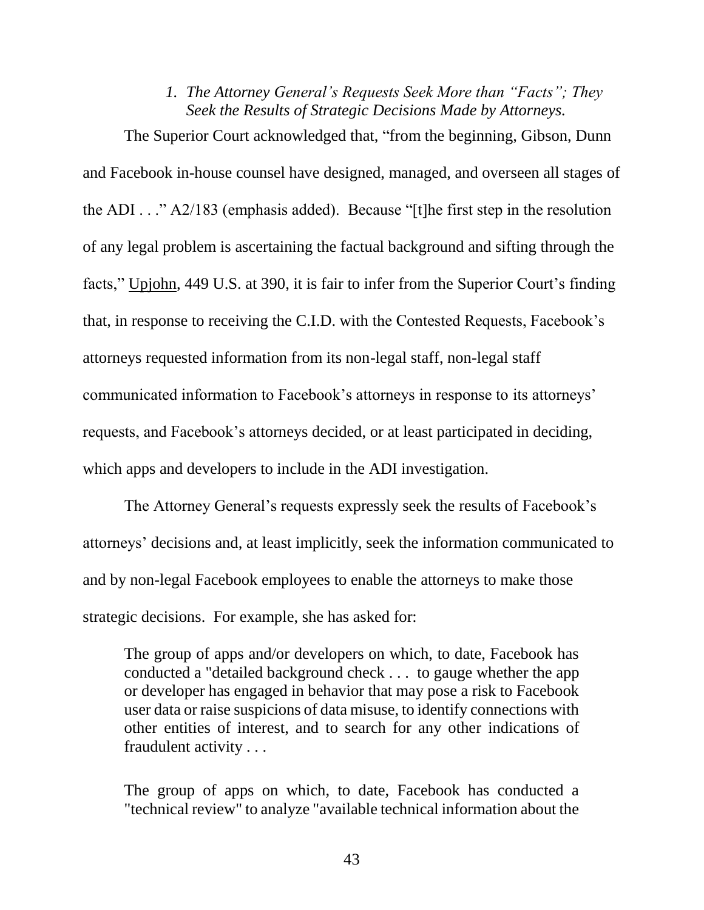### *1. The Attorney General's Requests Seek More than "Facts"; They Seek the Results of Strategic Decisions Made by Attorneys.*

The Superior Court acknowledged that, "from the beginning, Gibson, Dunn and Facebook in-house counsel have designed, managed, and overseen all stages of the ADI . . ." A2/183 (emphasis added). Because "[t]he first step in the resolution of any legal problem is ascertaining the factual background and sifting through the facts," Upjohn, 449 U.S. at 390, it is fair to infer from the Superior Court's finding that, in response to receiving the C.I.D. with the Contested Requests, Facebook's attorneys requested information from its non-legal staff, non-legal staff communicated information to Facebook's attorneys in response to its attorneys' requests, and Facebook's attorneys decided, or at least participated in deciding, which apps and developers to include in the ADI investigation.

The Attorney General's requests expressly seek the results of Facebook's attorneys' decisions and, at least implicitly, seek the information communicated to and by non-legal Facebook employees to enable the attorneys to make those strategic decisions. For example, she has asked for:

> The group of apps and/or developers on which, to date, Facebook has conducted a "detailed background check . . . to gauge whether the app or developer has engaged in behavior that may pose a risk to Facebook user data or raise suspicions of data misuse, to identify connections with other entities of interest, and to search for any other indications of fraudulent activity . . .
>
> The group of apps on which, to date, Facebook has conducted a "technical review" to analyze "available technical information about the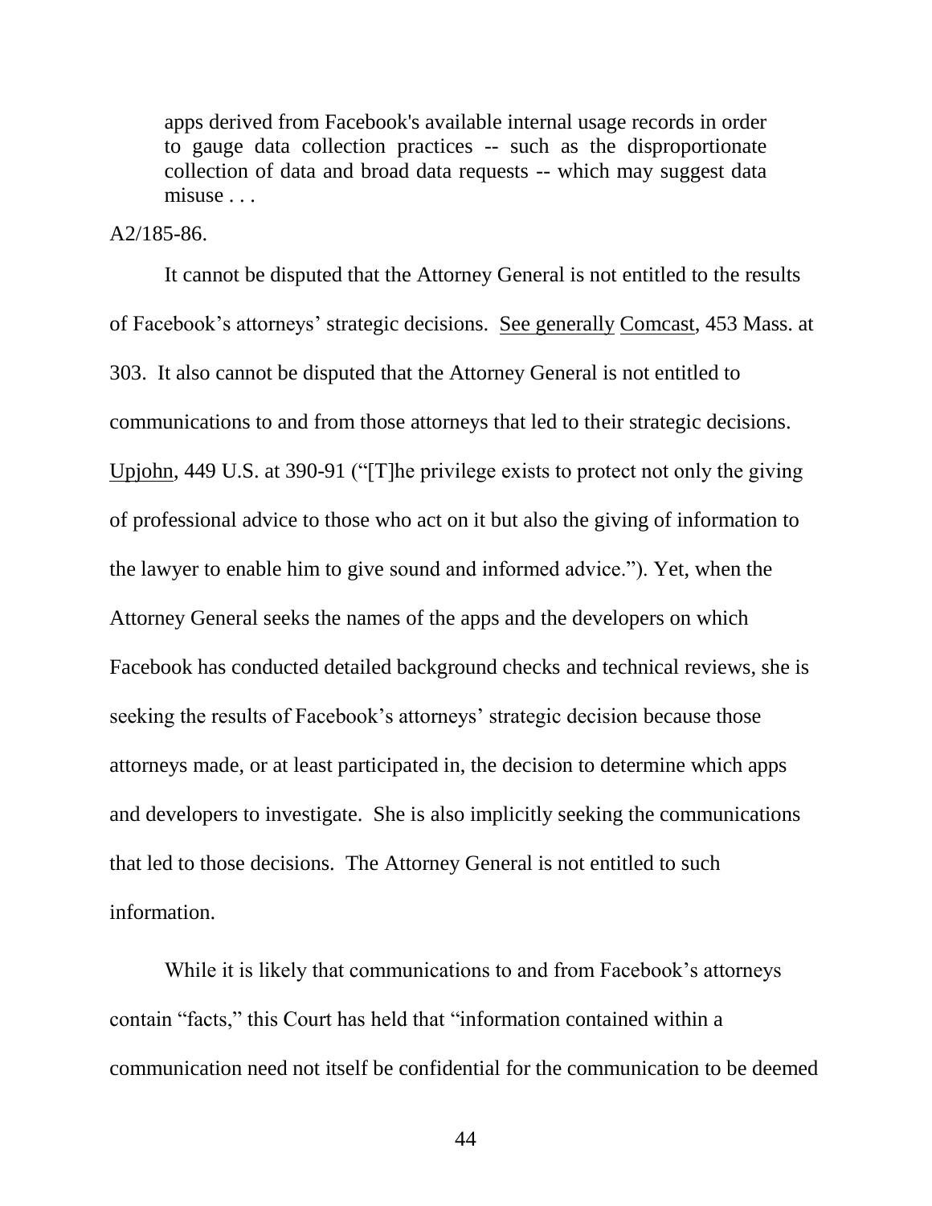> apps derived from Facebook's available internal usage records in order to gauge data collection practices -- such as the disproportionate collection of data and broad data requests -- which may suggest data misuse . . .

A2/185-86.

It cannot be disputed that the Attorney General is not entitled to the results of Facebook's attorneys' strategic decisions. <u>See generally</u> <u>Comcast</u>, 453 Mass. at 303. It also cannot be disputed that the Attorney General is not entitled to communications to and from those attorneys that led to their strategic decisions. <u>Upjohn</u>, 449 U.S. at 390-91 ("[T]he privilege exists to protect not only the giving of professional advice to those who act on it but also the giving of information to the lawyer to enable him to give sound and informed advice."). Yet, when the Attorney General seeks the names of the apps and the developers on which Facebook has conducted detailed background checks and technical reviews, she is seeking the results of Facebook's attorneys' strategic decision because those attorneys made, or at least participated in, the decision to determine which apps and developers to investigate. She is also implicitly seeking the communications that led to those decisions. The Attorney General is not entitled to such information.

While it is likely that communications to and from Facebook's attorneys contain "facts," this Court has held that "information contained within a communication need not itself be confidential for the communication to be deemed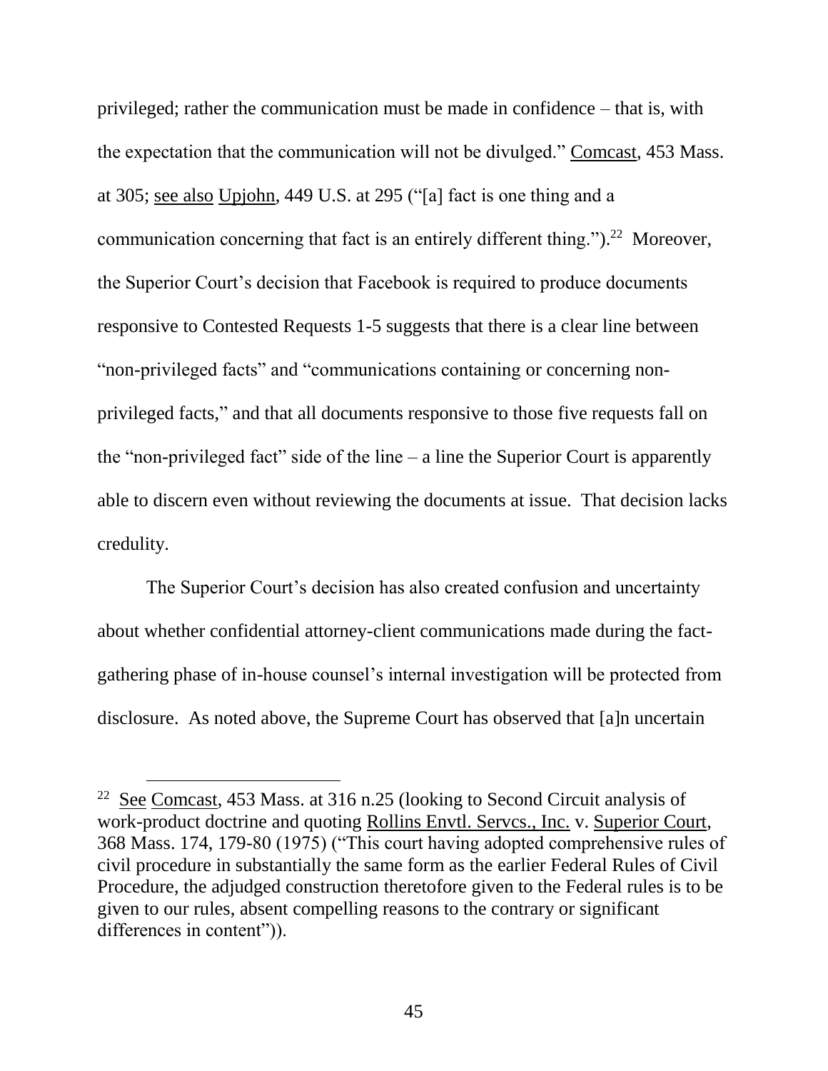privileged; rather the communication must be made in confidence – that is, with the expectation that the communication will not be divulged." Comcast, 453 Mass. at 305; see also Upjohn, 449 U.S. at 295 ("[a] fact is one thing and a communication concerning that fact is an entirely different thing.").[22] Moreover, the Superior Court's decision that Facebook is required to produce documents responsive to Contested Requests 1-5 suggests that there is a clear line between "non-privileged facts" and "communications containing or concerning non-privileged facts," and that all documents responsive to those five requests fall on the "non-privileged fact" side of the line – a line the Superior Court is apparently able to discern even without reviewing the documents at issue. That decision lacks credulity.

The Superior Court's decision has also created confusion and uncertainty about whether confidential attorney-client communications made during the fact-gathering phase of in-house counsel's internal investigation will be protected from disclosure. As noted above, the Supreme Court has observed that [a]n uncertain

---

[22] See Comcast, 453 Mass. at 316 n.25 (looking to Second Circuit analysis of work-product doctrine and quoting Rollins Envtl. Servcs., Inc. v. Superior Court, 368 Mass. 174, 179-80 (1975) ("This court having adopted comprehensive rules of civil procedure in substantially the same form as the earlier Federal Rules of Civil Procedure, the adjudged construction theretofore given to the Federal rules is to be given to our rules, absent compelling reasons to the contrary or significant differences in content")).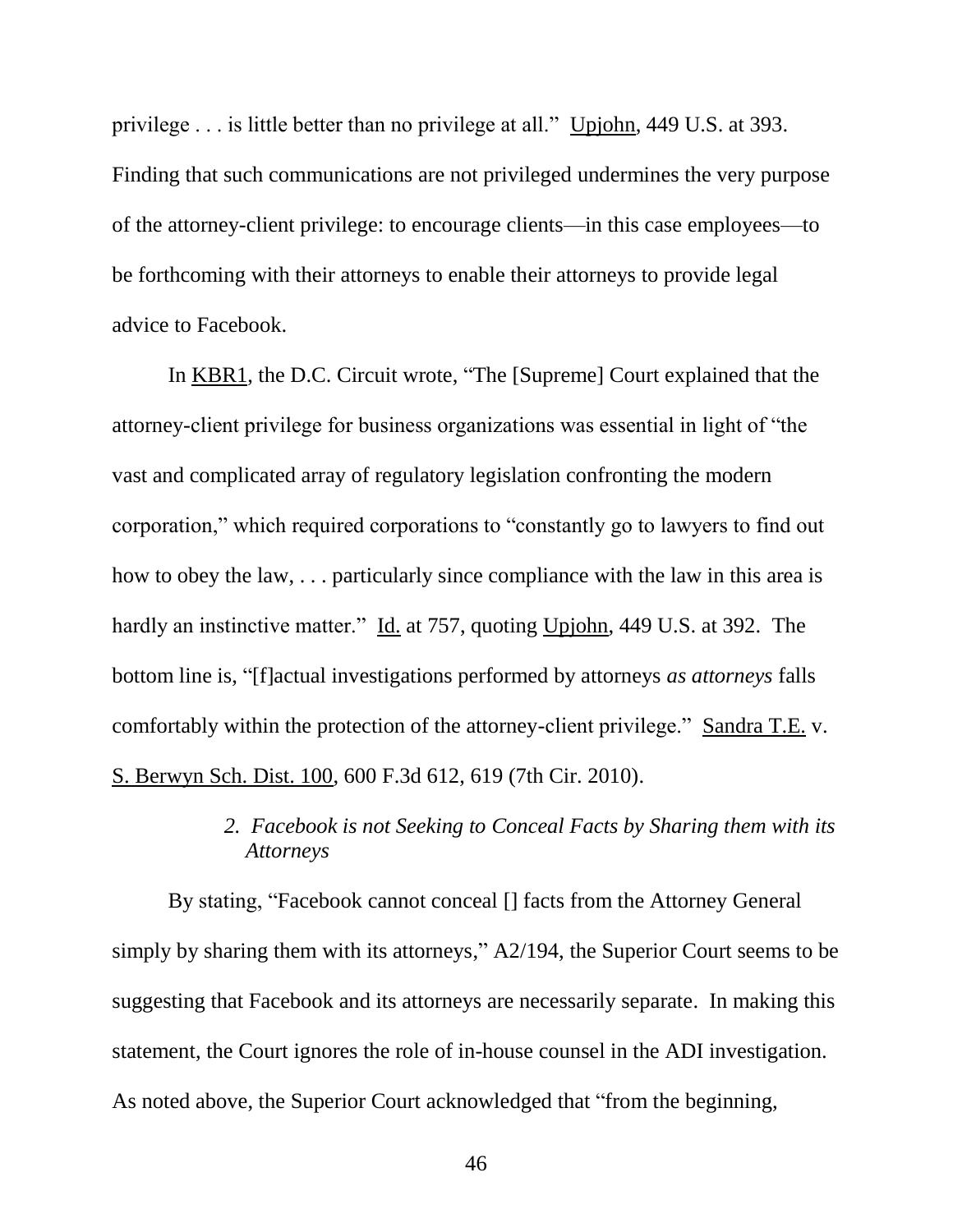privilege . . . is little better than no privilege at all." Upjohn, 449 U.S. at 393. Finding that such communications are not privileged undermines the very purpose of the attorney-client privilege: to encourage clients—in this case employees—to be forthcoming with their attorneys to enable their attorneys to provide legal advice to Facebook.

In KBR1, the D.C. Circuit wrote, "The [Supreme] Court explained that the attorney-client privilege for business organizations was essential in light of "the vast and complicated array of regulatory legislation confronting the modern corporation," which required corporations to "constantly go to lawyers to find out how to obey the law, . . . particularly since compliance with the law in this area is hardly an instinctive matter." Id. at 757, quoting Upjohn, 449 U.S. at 392. The bottom line is, "[f]actual investigations performed by attorneys *as attorneys* falls comfortably within the protection of the attorney-client privilege." Sandra T.E. v. S. Berwyn Sch. Dist. 100, 600 F.3d 612, 619 (7th Cir. 2010).

### *2. Facebook is not Seeking to Conceal Facts by Sharing them with its Attorneys*

By stating, "Facebook cannot conceal [] facts from the Attorney General simply by sharing them with its attorneys," A2/194, the Superior Court seems to be suggesting that Facebook and its attorneys are necessarily separate. In making this statement, the Court ignores the role of in-house counsel in the ADI investigation. As noted above, the Superior Court acknowledged that "from the beginning,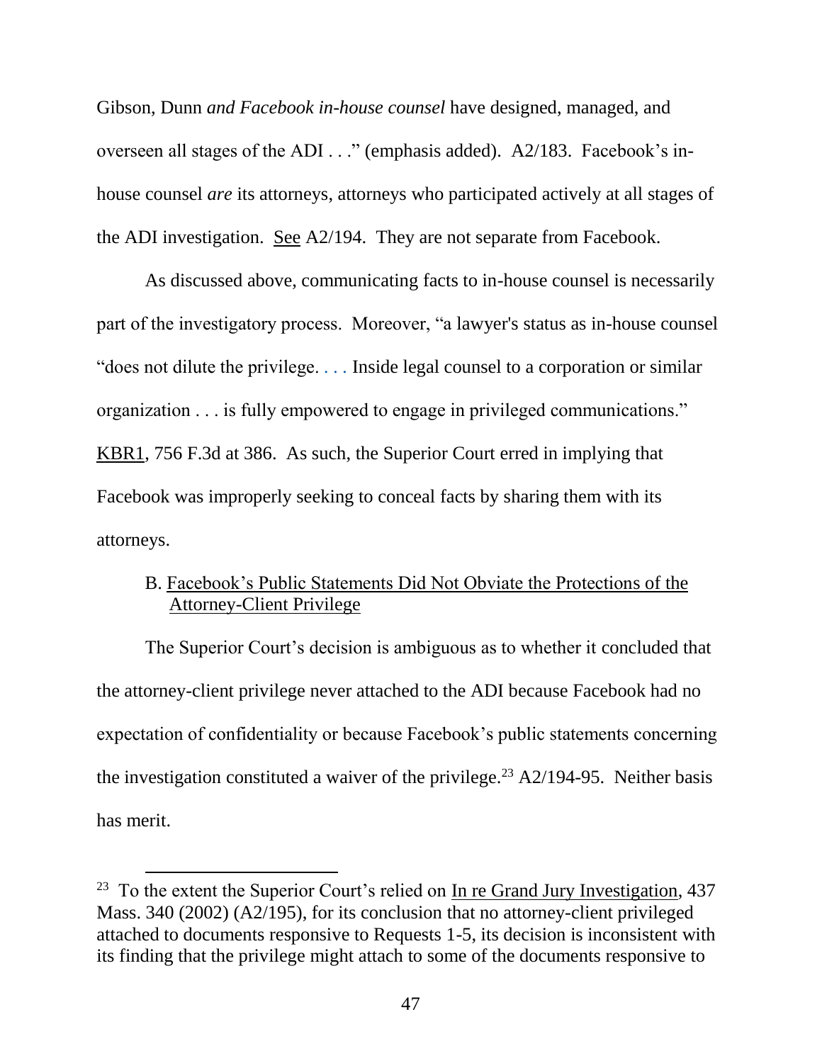Gibson, Dunn *and Facebook in-house counsel* have designed, managed, and overseen all stages of the ADI . . ." (emphasis added). A2/183. Facebook's in-house counsel *are* its attorneys, attorneys who participated actively at all stages of the ADI investigation. See A2/194. They are not separate from Facebook.

As discussed above, communicating facts to in-house counsel is necessarily part of the investigatory process. Moreover, "a lawyer's status as in-house counsel "does not dilute the privilege. . . . Inside legal counsel to a corporation or similar organization . . . is fully empowered to engage in privileged communications." KBR1, 756 F.3d at 386. As such, the Superior Court erred in implying that Facebook was improperly seeking to conceal facts by sharing them with its attorneys.

### B. Facebook's Public Statements Did Not Obviate the Protections of the Attorney-Client Privilege

The Superior Court's decision is ambiguous as to whether it concluded that the attorney-client privilege never attached to the ADI because Facebook had no expectation of confidentiality or because Facebook's public statements concerning the investigation constituted a waiver of the privilege.[23] A2/194-95. Neither basis has merit.

---

[23] To the extent the Superior Court's relied on In re Grand Jury Investigation, 437 Mass. 340 (2002) (A2/195), for its conclusion that no attorney-client privileged attached to documents responsive to Requests 1-5, its decision is inconsistent with its finding that the privilege might attach to some of the documents responsive to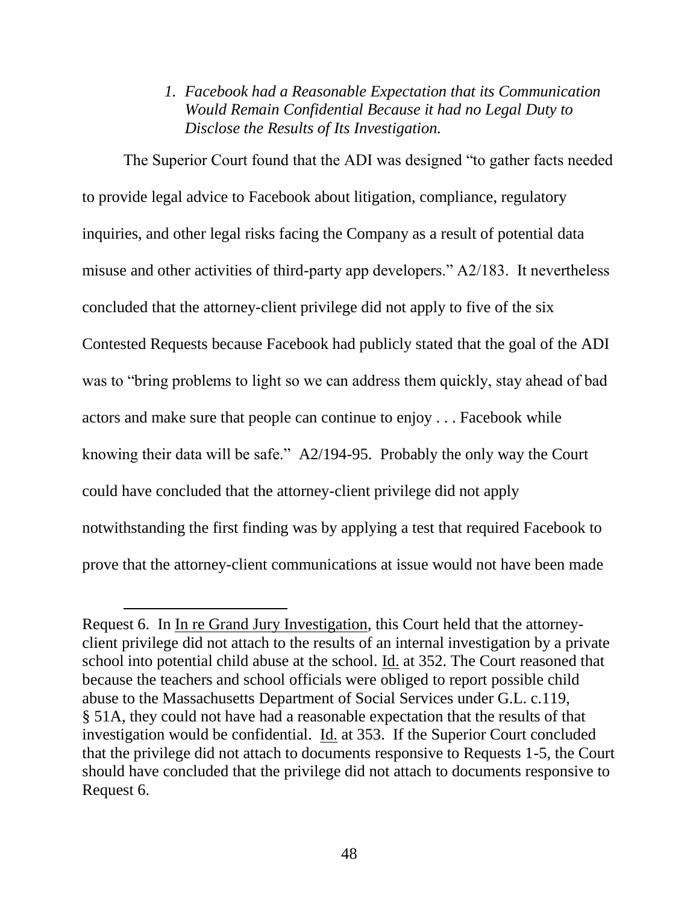### *1. Facebook had a Reasonable Expectation that its Communication Would Remain Confidential Because it had no Legal Duty to Disclose the Results of Its Investigation.*

The Superior Court found that the ADI was designed "to gather facts needed to provide legal advice to Facebook about litigation, compliance, regulatory inquiries, and other legal risks facing the Company as a result of potential data misuse and other activities of third-party app developers." A2/183. It nevertheless concluded that the attorney-client privilege did not apply to five of the six Contested Requests because Facebook had publicly stated that the goal of the ADI was to "bring problems to light so we can address them quickly, stay ahead of bad actors and make sure that people can continue to enjoy . . . Facebook while knowing their data will be safe." A2/194-95. Probably the only way the Court could have concluded that the attorney-client privilege did not apply notwithstanding the first finding was by applying a test that required Facebook to prove that the attorney-client communications at issue would not have been made

---

Request 6. In In re Grand Jury Investigation, this Court held that the attorney-client privilege did not attach to the results of an internal investigation by a private school into potential child abuse at the school. Id. at 352. The Court reasoned that because the teachers and school officials were obliged to report possible child abuse to the Massachusetts Department of Social Services under G.L. c.119, § 51A, they could not have had a reasonable expectation that the results of that investigation would be confidential. Id. at 353. If the Superior Court concluded that the privilege did not attach to documents responsive to Requests 1-5, the Court should have concluded that the privilege did not attach to documents responsive to Request 6.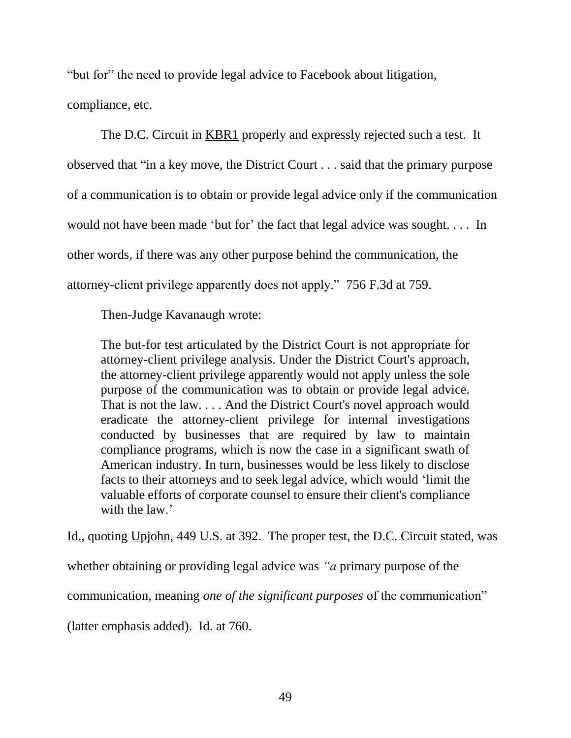"but for" the need to provide legal advice to Facebook about litigation, compliance, etc.

The D.C. Circuit in KBR1 properly and expressly rejected such a test. It observed that "in a key move, the District Court . . . said that the primary purpose of a communication is to obtain or provide legal advice only if the communication would not have been made 'but for' the fact that legal advice was sought. . . . In other words, if there was any other purpose behind the communication, the attorney-client privilege apparently does not apply." 756 F.3d at 759.

Then-Judge Kavanaugh wrote:

> The but-for test articulated by the District Court is not appropriate for attorney-client privilege analysis. Under the District Court's approach, the attorney-client privilege apparently would not apply unless the sole purpose of the communication was to obtain or provide legal advice. That is not the law. . . . And the District Court's novel approach would eradicate the attorney-client privilege for internal investigations conducted by businesses that are required by law to maintain compliance programs, which is now the case in a significant swath of American industry. In turn, businesses would be less likely to disclose facts to their attorneys and to seek legal advice, which would 'limit the valuable efforts of corporate counsel to ensure their client's compliance with the law.'

Id., quoting Upjohn, 449 U.S. at 392. The proper test, the D.C. Circuit stated, was whether obtaining or providing legal advice was "*a* primary purpose of the communication, meaning *one of the significant purposes* of the communication" (latter emphasis added). Id. at 760.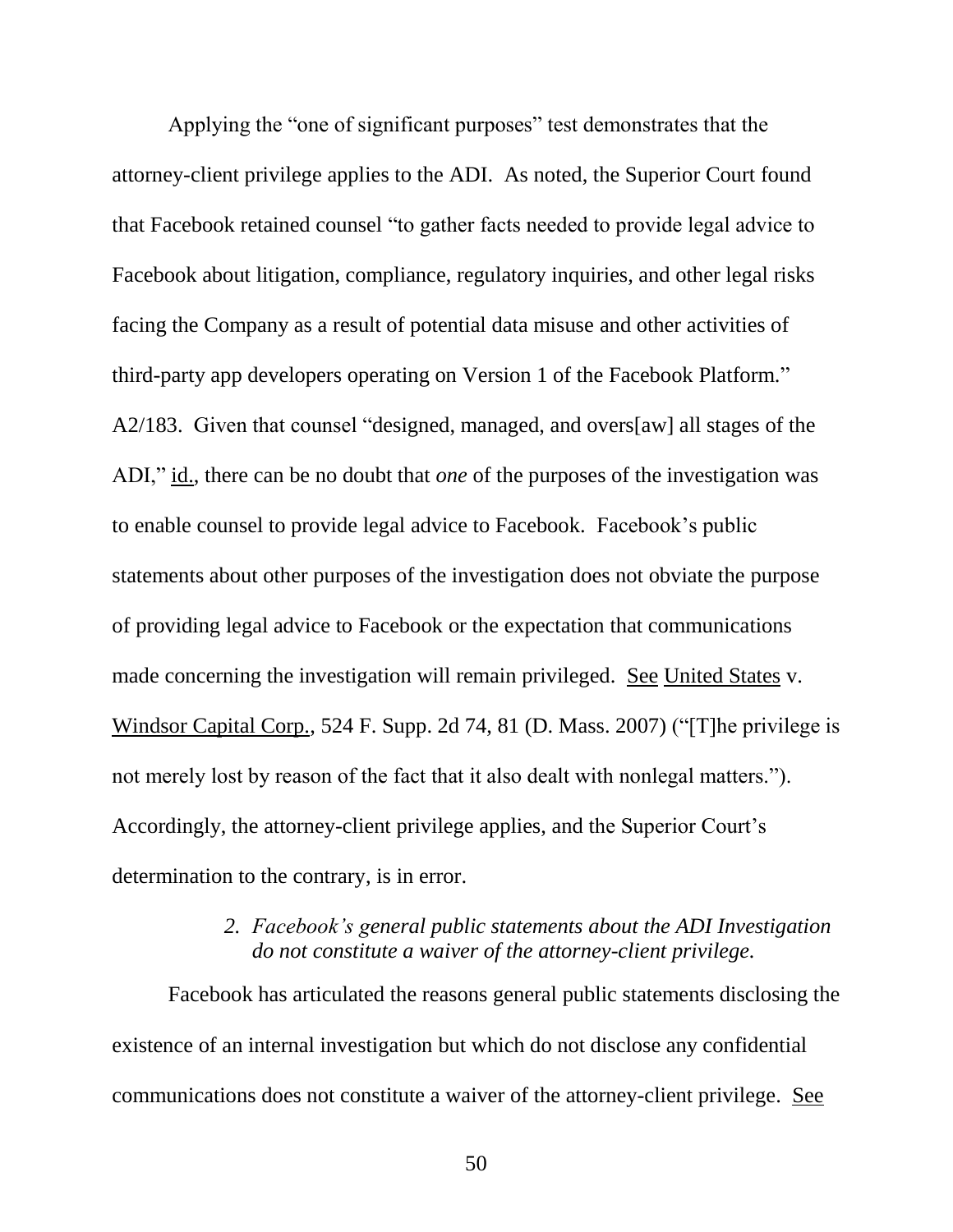Applying the "one of significant purposes" test demonstrates that the attorney-client privilege applies to the ADI. As noted, the Superior Court found that Facebook retained counsel "to gather facts needed to provide legal advice to Facebook about litigation, compliance, regulatory inquiries, and other legal risks facing the Company as a result of potential data misuse and other activities of third-party app developers operating on Version 1 of the Facebook Platform." A2/183. Given that counsel "designed, managed, and overs[aw] all stages of the ADI," id., there can be no doubt that *one* of the purposes of the investigation was to enable counsel to provide legal advice to Facebook. Facebook's public statements about other purposes of the investigation does not obviate the purpose of providing legal advice to Facebook or the expectation that communications made concerning the investigation will remain privileged. See United States v. Windsor Capital Corp., 524 F. Supp. 2d 74, 81 (D. Mass. 2007) ("[T]he privilege is not merely lost by reason of the fact that it also dealt with nonlegal matters."). Accordingly, the attorney-client privilege applies, and the Superior Court's determination to the contrary, is in error.

*2. Facebook's general public statements about the ADI Investigation do not constitute a waiver of the attorney-client privilege.*

Facebook has articulated the reasons general public statements disclosing the existence of an internal investigation but which do not disclose any confidential communications does not constitute a waiver of the attorney-client privilege. See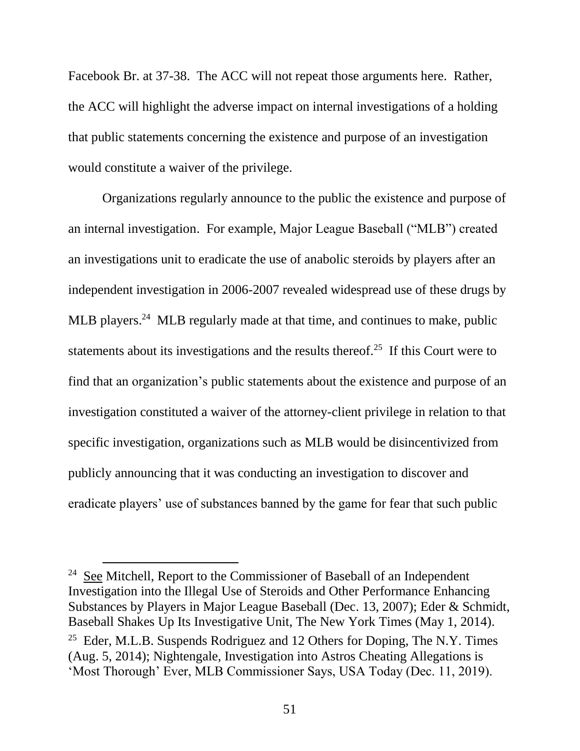Facebook Br. at 37-38. The ACC will not repeat those arguments here. Rather, the ACC will highlight the adverse impact on internal investigations of a holding that public statements concerning the existence and purpose of an investigation would constitute a waiver of the privilege.

Organizations regularly announce to the public the existence and purpose of an internal investigation. For example, Major League Baseball ("MLB") created an investigations unit to eradicate the use of anabolic steroids by players after an independent investigation in 2006-2007 revealed widespread use of these drugs by MLB players.[24] MLB regularly made at that time, and continues to make, public statements about its investigations and the results thereof.[25] If this Court were to find that an organization's public statements about the existence and purpose of an investigation constituted a waiver of the attorney-client privilege in relation to that specific investigation, organizations such as MLB would be disincentivized from publicly announcing that it was conducting an investigation to discover and eradicate players' use of substances banned by the game for fear that such public

---

[24] See Mitchell, Report to the Commissioner of Baseball of an Independent Investigation into the Illegal Use of Steroids and Other Performance Enhancing Substances by Players in Major League Baseball (Dec. 13, 2007); Eder & Schmidt, Baseball Shakes Up Its Investigative Unit, The New York Times (May 1, 2014).

[25] Eder, M.L.B. Suspends Rodriguez and 12 Others for Doping, The N.Y. Times (Aug. 5, 2014); Nightengale, Investigation into Astros Cheating Allegations is 'Most Thorough' Ever, MLB Commissioner Says, USA Today (Dec. 11, 2019).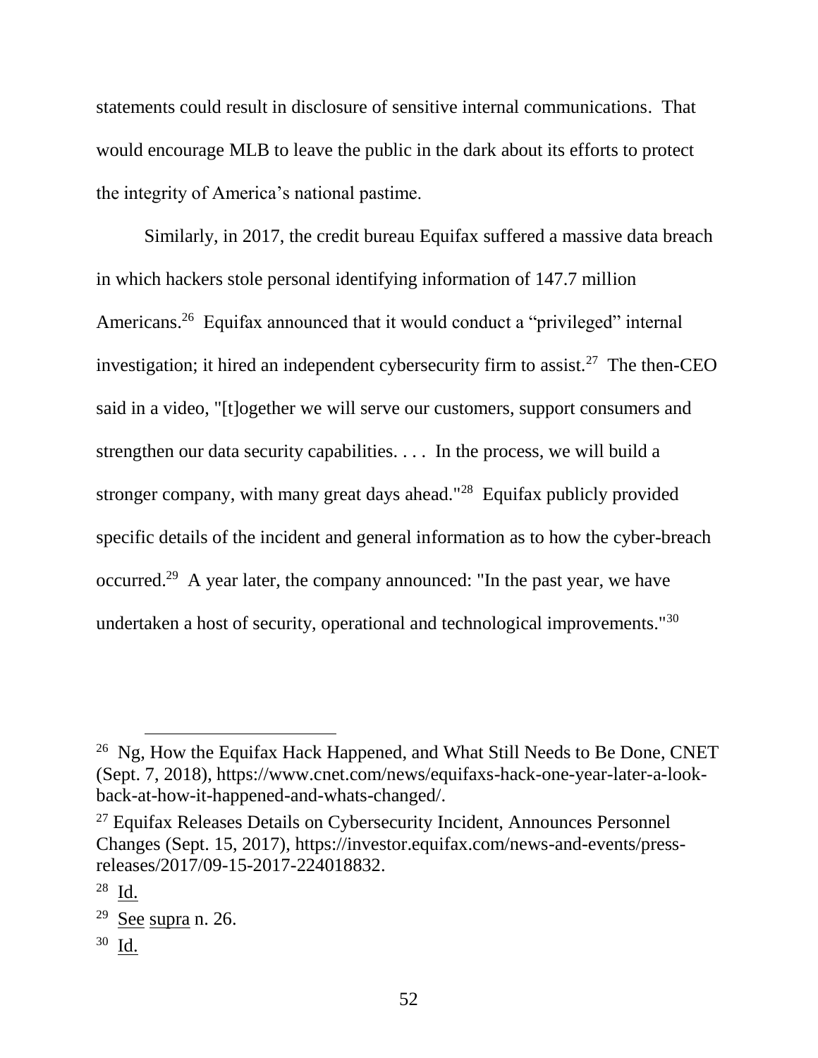statements could result in disclosure of sensitive internal communications. That would encourage MLB to leave the public in the dark about its efforts to protect the integrity of America's national pastime.

Similarly, in 2017, the credit bureau Equifax suffered a massive data breach in which hackers stole personal identifying information of 147.7 million Americans.[26] Equifax announced that it would conduct a "privileged" internal investigation; it hired an independent cybersecurity firm to assist.[27] The then-CEO said in a video, "[t]ogether we will serve our customers, support consumers and strengthen our data security capabilities. . . . In the process, we will build a stronger company, with many great days ahead."[28] Equifax publicly provided specific details of the incident and general information as to how the cyber-breach occurred.[29] A year later, the company announced: "In the past year, we have undertaken a host of security, operational and technological improvements."[30]

---

[26] Ng, How the Equifax Hack Happened, and What Still Needs to Be Done, CNET (Sept. 7, 2018), https://www.cnet.com/news/equifaxs-hack-one-year-later-a-look-back-at-how-it-happened-and-whats-changed/.

[27] Equifax Releases Details on Cybersecurity Incident, Announces Personnel Changes (Sept. 15, 2017), https://investor.equifax.com/news-and-events/press-releases/2017/09-15-2017-224018832.

[28] Id.

[29] See supra n. 26.

[30] Id.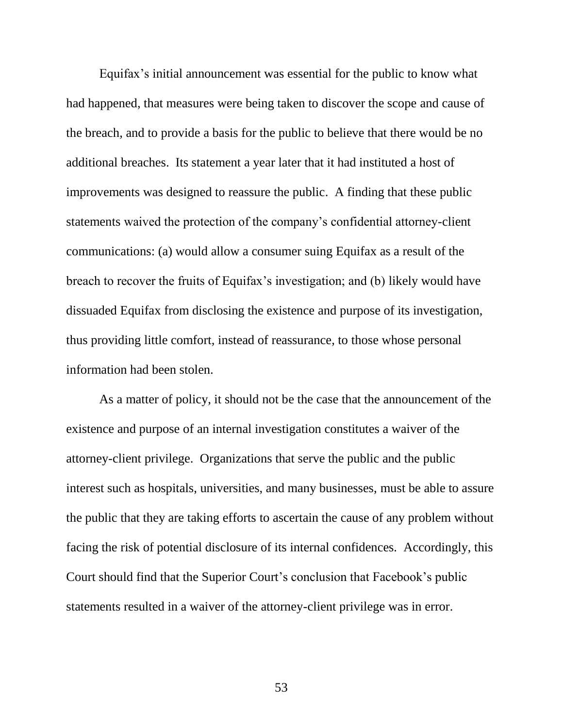Equifax's initial announcement was essential for the public to know what had happened, that measures were being taken to discover the scope and cause of the breach, and to provide a basis for the public to believe that there would be no additional breaches. Its statement a year later that it had instituted a host of improvements was designed to reassure the public. A finding that these public statements waived the protection of the company's confidential attorney-client communications: (a) would allow a consumer suing Equifax as a result of the breach to recover the fruits of Equifax's investigation; and (b) likely would have dissuaded Equifax from disclosing the existence and purpose of its investigation, thus providing little comfort, instead of reassurance, to those whose personal information had been stolen.

As a matter of policy, it should not be the case that the announcement of the existence and purpose of an internal investigation constitutes a waiver of the attorney-client privilege. Organizations that serve the public and the public interest such as hospitals, universities, and many businesses, must be able to assure the public that they are taking efforts to ascertain the cause of any problem without facing the risk of potential disclosure of its internal confidences. Accordingly, this Court should find that the Superior Court's conclusion that Facebook's public statements resulted in a waiver of the attorney-client privilege was in error.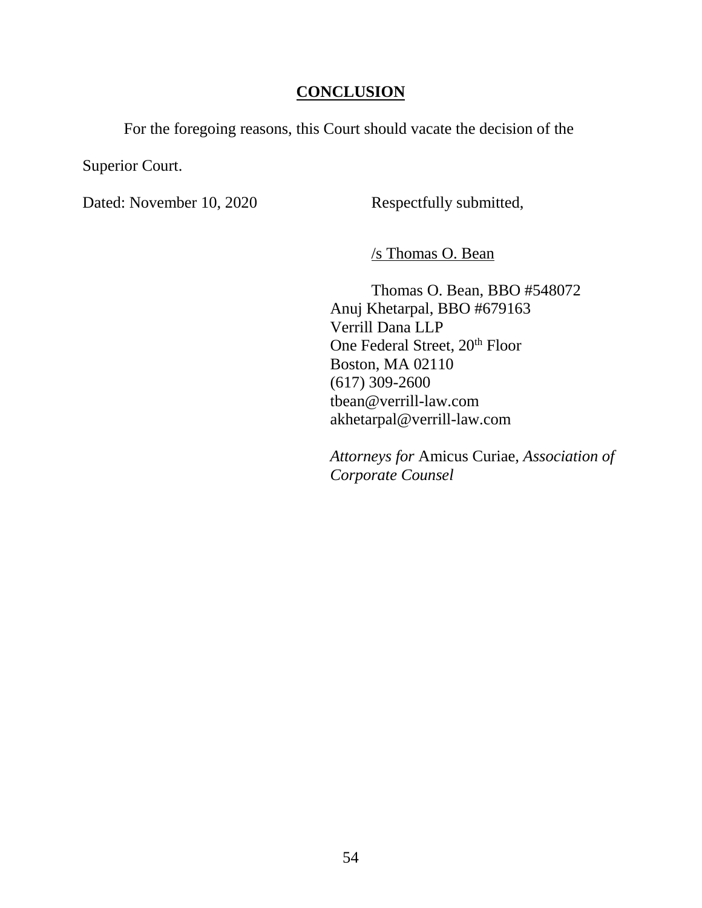## **CONCLUSION**

For the foregoing reasons, this Court should vacate the decision of the Superior Court.

Dated: November 10, 2020

Respectfully submitted,

/s Thomas O. Bean

Thomas O. Bean, BBO #548072
Anuj Khetarpal, BBO #679163
Verrill Dana LLP
One Federal Street, 20th Floor
Boston, MA 02110
(617) 309-2600
tbean@verrill-law.com
akhetarpal@verrill-law.com

*Attorneys for* Amicus Curiae, *Association of Corporate Counsel*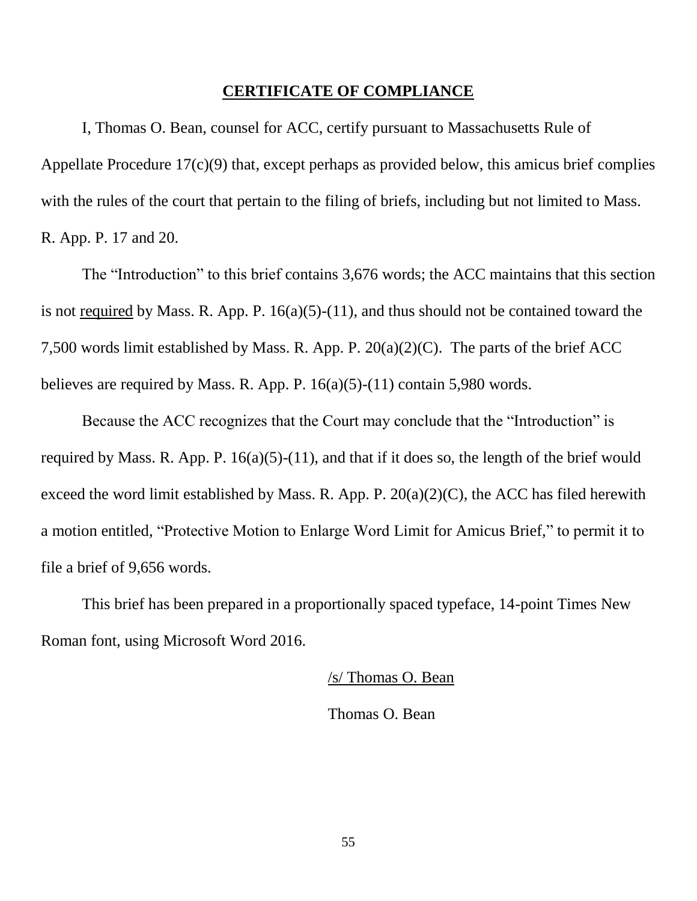## **CERTIFICATE OF COMPLIANCE**

I, Thomas O. Bean, counsel for ACC, certify pursuant to Massachusetts Rule of Appellate Procedure 17(c)(9) that, except perhaps as provided below, this amicus brief complies with the rules of the court that pertain to the filing of briefs, including but not limited to Mass. R. App. P. 17 and 20.

The "Introduction" to this brief contains 3,676 words; the ACC maintains that this section is not required by Mass. R. App. P. 16(a)(5)-(11), and thus should not be contained toward the 7,500 words limit established by Mass. R. App. P. 20(a)(2)(C). The parts of the brief ACC believes are required by Mass. R. App. P. 16(a)(5)-(11) contain 5,980 words.

Because the ACC recognizes that the Court may conclude that the "Introduction" is required by Mass. R. App. P. 16(a)(5)-(11), and that if it does so, the length of the brief would exceed the word limit established by Mass. R. App. P. 20(a)(2)(C), the ACC has filed herewith a motion entitled, "Protective Motion to Enlarge Word Limit for Amicus Brief," to permit it to file a brief of 9,656 words.

This brief has been prepared in a proportionally spaced typeface, 14-point Times New Roman font, using Microsoft Word 2016.

/s/ Thomas O. Bean

Thomas O. Bean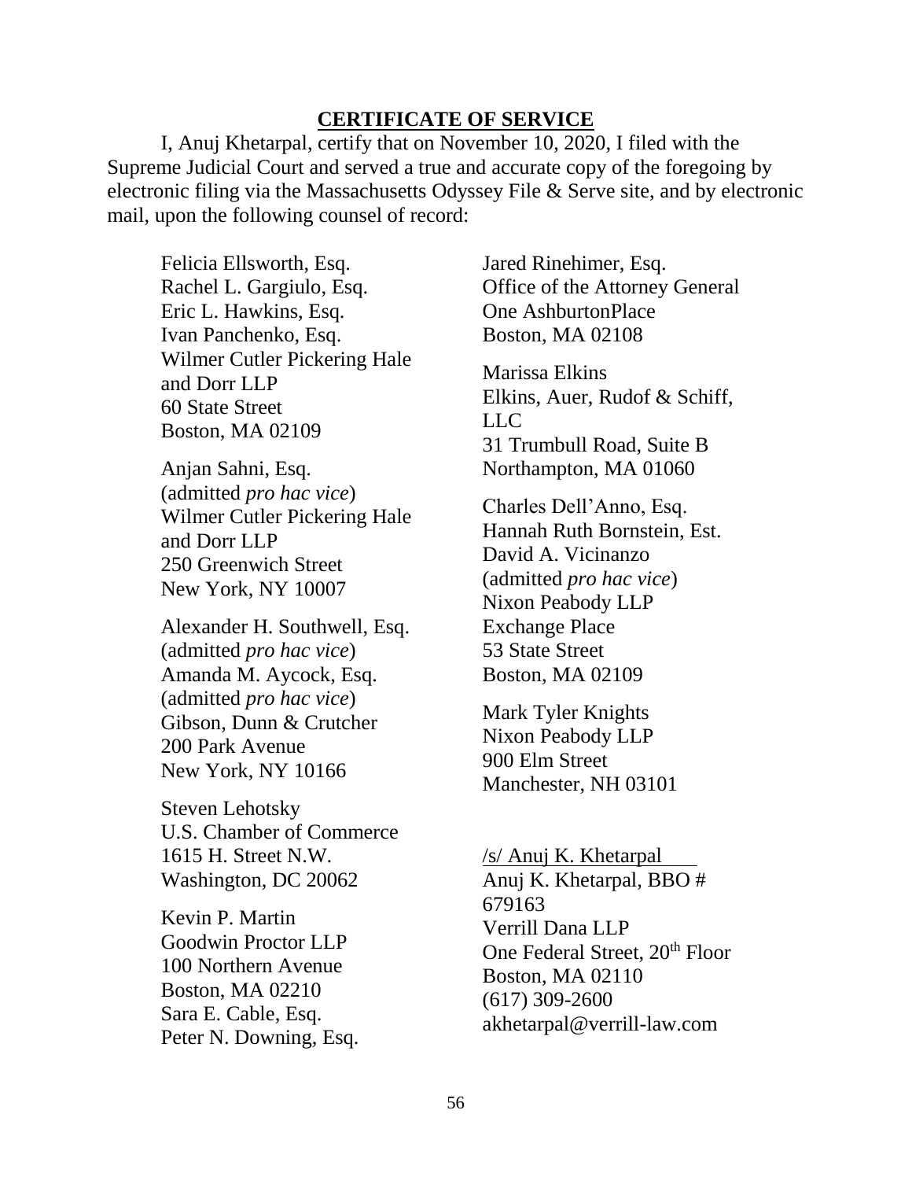## CERTIFICATE OF SERVICE

I, Anuj Khetarpal, certify that on November 10, 2020, I filed with the Supreme Judicial Court and served a true and accurate copy of the foregoing by electronic filing via the Massachusetts Odyssey File & Serve site, and by electronic mail, upon the following counsel of record:

Felicia Ellsworth, Esq.
Rachel L. Gargiulo, Esq.
Eric L. Hawkins, Esq.
Ivan Panchenko, Esq.
Wilmer Cutler Pickering Hale and Dorr LLP
60 State Street
Boston, MA 02109

Anjan Sahni, Esq.
(admitted *pro hac vice*)
Wilmer Cutler Pickering Hale and Dorr LLP
250 Greenwich Street
New York, NY 10007

Alexander H. Southwell, Esq.
(admitted *pro hac vice*)
Amanda M. Aycock, Esq.
(admitted *pro hac vice*)
Gibson, Dunn & Crutcher
200 Park Avenue
New York, NY 10166

Steven Lehotsky
U.S. Chamber of Commerce
1615 H. Street N.W.
Washington, DC 20062

Kevin P. Martin
Goodwin Proctor LLP
100 Northern Avenue
Boston, MA 02210
Sara E. Cable, Esq.
Peter N. Downing, Esq.

Jared Rinehimer, Esq.
Office of the Attorney General
One AshburtonPlace
Boston, MA 02108

Marissa Elkins
Elkins, Auer, Rudof & Schiff, LLC
31 Trumbull Road, Suite B
Northampton, MA 01060

Charles Dell'Anno, Esq.
Hannah Ruth Bornstein, Est.
David A. Vicinanzo
(admitted *pro hac vice*)
Nixon Peabody LLP
Exchange Place
53 State Street
Boston, MA 02109

Mark Tyler Knights
Nixon Peabody LLP
900 Elm Street
Manchester, NH 03101

/s/ Anuj K. Khetarpal
Anuj K. Khetarpal, BBO # 679163
Verrill Dana LLP
One Federal Street, 20th Floor
Boston, MA 02110
(617) 309-2600
akhetarpal@verrill-law.com